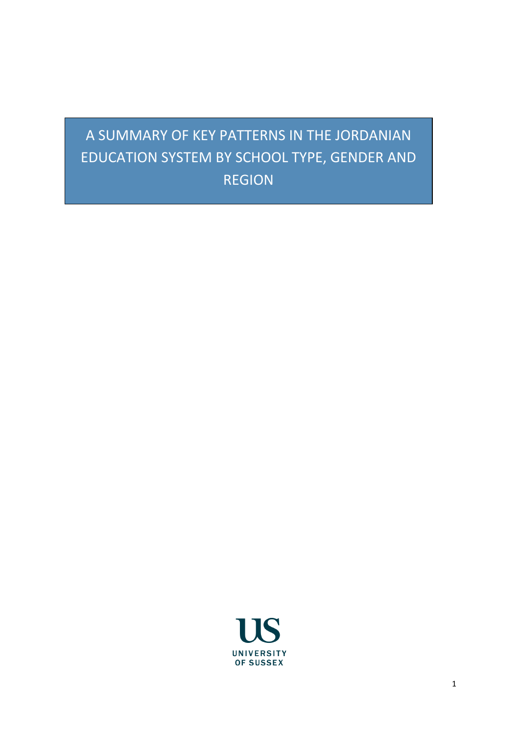# A SUMMARY OF KEY PATTERNS IN THE JORDANIAN EDUCATION SYSTEM BY SCHOOL TYPE, GENDER AND REGION

UNIVERSITY OF SUSSEX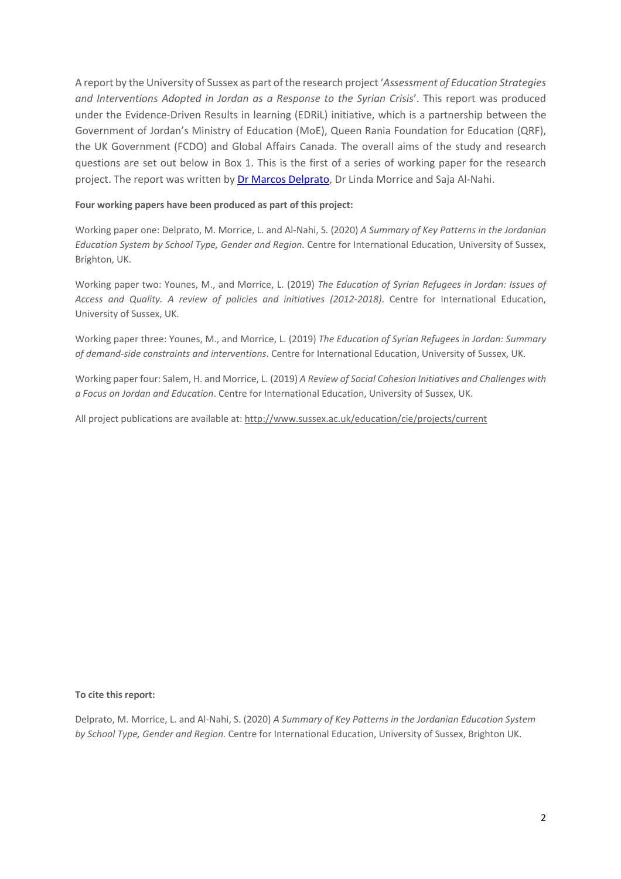A report by the University of Sussex as part of the research project '*Assessment of Education Strategies and Interventions Adopted in Jordan as a Response to the Syrian Crisis*'. This report was produced under the Evidence-Driven Results in learning (EDRiL) initiative, which is a partnership between the Government of Jordan's Ministry of Education (MoE), Queen Rania Foundation for Education (QRF), the UK Government (FCDO) and Global Affairs Canada. The overall aims of the study and research questions are set out below in Box 1. This is the first of a series of working paper for the research project. The report was written by Dr Marcos Delprato, Dr Linda Morrice and Saja Al-Nahi.

**Four working papers have been produced as part of this project:**

Working paper one: Delprato, M. Morrice, L. and Al-Nahi, S. (2020) *A Summary of Key Patterns in the Jordanian Education System by School Type, Gender and Region.* Centre for International Education, University of Sussex, Brighton, UK.

Working paper two: Younes, M., and Morrice, L. (2019) *The Education of Syrian Refugees in Jordan: Issues of Access and Quality. A review of policies and initiatives (2012-2018)*. Centre for International Education, University of Sussex, UK.

Working paper three: Younes, M., and Morrice, L. (2019) *The Education of Syrian Refugees in Jordan: Summary of demand-side constraints and interventions*. Centre for International Education, University of Sussex, UK.

Working paper four: Salem, H. and Morrice, L. (2019) *A Review of Social Cohesion Initiatives and Challenges with a Focus on Jordan and Education*. Centre for International Education, University of Sussex, UK.

All project publications are available at: http://www.sussex.ac.uk/education/cie/projects/current

**To cite this report:**

Delprato, M. Morrice, L. and Al-Nahi, S. (2020) *A Summary of Key Patterns in the Jordanian Education System by School Type, Gender and Region.* Centre for International Education, University of Sussex, Brighton UK.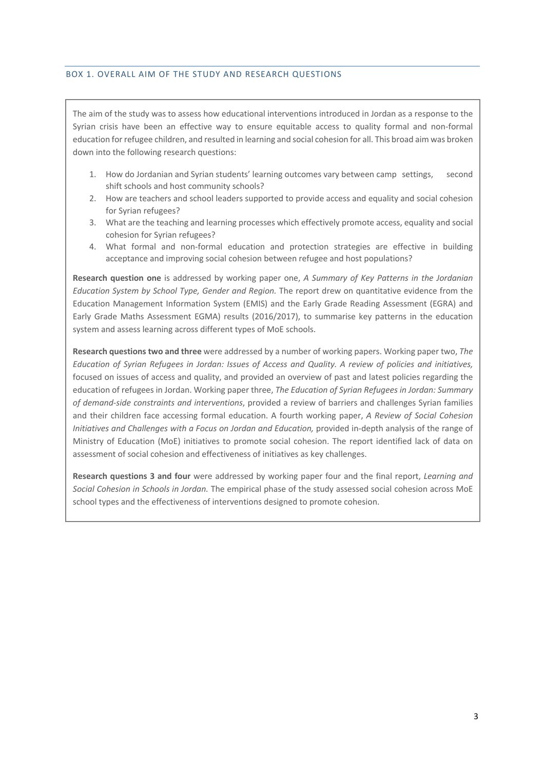## BOX 1. OVERALL AIM OF THE STUDY AND RESEARCH QUESTIONS

The aim of the study was to assess how educational interventions introduced in Jordan as a response to the Syrian crisis have been an effective way to ensure equitable access to quality formal and non-formal education for refugee children, and resulted in learning and social cohesion for all. This broad aim was broken down into the following research questions:

1. How do Jordanian and Syrian students' learning outcomes vary between camp settings, second shift schools and host community schools?
2. How are teachers and school leaders supported to provide access and equality and social cohesion for Syrian refugees?
3. What are the teaching and learning processes which effectively promote access, equality and social cohesion for Syrian refugees?
4. What formal and non-formal education and protection strategies are effective in building acceptance and improving social cohesion between refugee and host populations?

**Research question one** is addressed by working paper one, *A Summary of Key Patterns in the Jordanian Education System by School Type, Gender and Region.* The report drew on quantitative evidence from the Education Management Information System (EMIS) and the Early Grade Reading Assessment (EGRA) and Early Grade Maths Assessment EGMA) results (2016/2017), to summarise key patterns in the education system and assess learning across different types of MoE schools.

**Research questions two and three** were addressed by a number of working papers. Working paper two, *The Education of Syrian Refugees in Jordan: Issues of Access and Quality. A review of policies and initiatives,* focused on issues of access and quality, and provided an overview of past and latest policies regarding the education of refugees in Jordan. Working paper three, *The Education of Syrian Refugees in Jordan: Summary of demand-side constraints and interventions*, provided a review of barriers and challenges Syrian families and their children face accessing formal education. A fourth working paper, *A Review of Social Cohesion Initiatives and Challenges with a Focus on Jordan and Education,* provided in-depth analysis of the range of Ministry of Education (MoE) initiatives to promote social cohesion. The report identified lack of data on assessment of social cohesion and effectiveness of initiatives as key challenges.

**Research questions 3 and four** were addressed by working paper four and the final report, *Learning and Social Cohesion in Schools in Jordan.* The empirical phase of the study assessed social cohesion across MoE school types and the effectiveness of interventions designed to promote cohesion.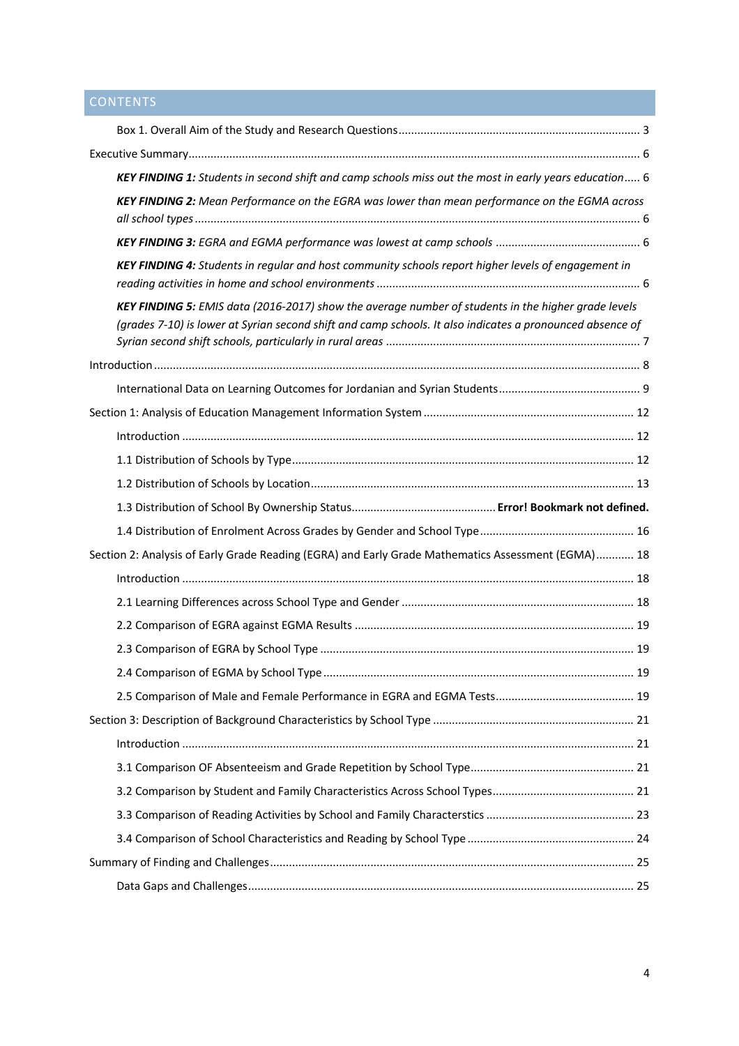## CONTENTS

- Box 1. Overall Aim of the Study and Research Questions ... 3
- Executive Summary ... 6
  - ***KEY FINDING 1:*** *Students in second shift and camp schools miss out the most in early years education* ... 6
  - ***KEY FINDING 2:*** *Mean Performance on the EGRA was lower than mean performance on the EGMA across all school types* ... 6
  - ***KEY FINDING 3:*** *EGRA and EGMA performance was lowest at camp schools* ... 6
  - ***KEY FINDING 4:*** *Students in regular and host community schools report higher levels of engagement in reading activities in home and school environments* ... 6
  - ***KEY FINDING 5:*** *EMIS data (2016-2017) show the average number of students in the higher grade levels (grades 7-10) is lower at Syrian second shift and camp schools. It also indicates a pronounced absence of Syrian second shift schools, particularly in rural areas* ... 7
- Introduction ... 8
  - International Data on Learning Outcomes for Jordanian and Syrian Students ... 9
- Section 1: Analysis of Education Management Information System ... 12
  - Introduction ... 12
  - 1.1 Distribution of Schools by Type ... 12
  - 1.2 Distribution of Schools by Location ... 13
  - 1.3 Distribution of School By Ownership Status ... **Error! Bookmark not defined.**
  - 1.4 Distribution of Enrolment Across Grades by Gender and School Type ... 16
- Section 2: Analysis of Early Grade Reading (EGRA) and Early Grade Mathematics Assessment (EGMA) ... 18
  - Introduction ... 18
  - 2.1 Learning Differences across School Type and Gender ... 18
  - 2.2 Comparison of EGRA against EGMA Results ... 19
  - 2.3 Comparison of EGRA by School Type ... 19
  - 2.4 Comparison of EGMA by School Type ... 19
  - 2.5 Comparison of Male and Female Performance in EGRA and EGMA Tests ... 19
- Section 3: Description of Background Characteristics by School Type ... 21
  - Introduction ... 21
  - 3.1 Comparison OF Absenteeism and Grade Repetition by School Type ... 21
  - 3.2 Comparison by Student and Family Characteristics Across School Types ... 21
  - 3.3 Comparison of Reading Activities by School and Family Characterstics ... 23
  - 3.4 Comparison of School Characteristics and Reading by School Type ... 24
- Summary of Finding and Challenges ... 25
  - Data Gaps and Challenges ... 25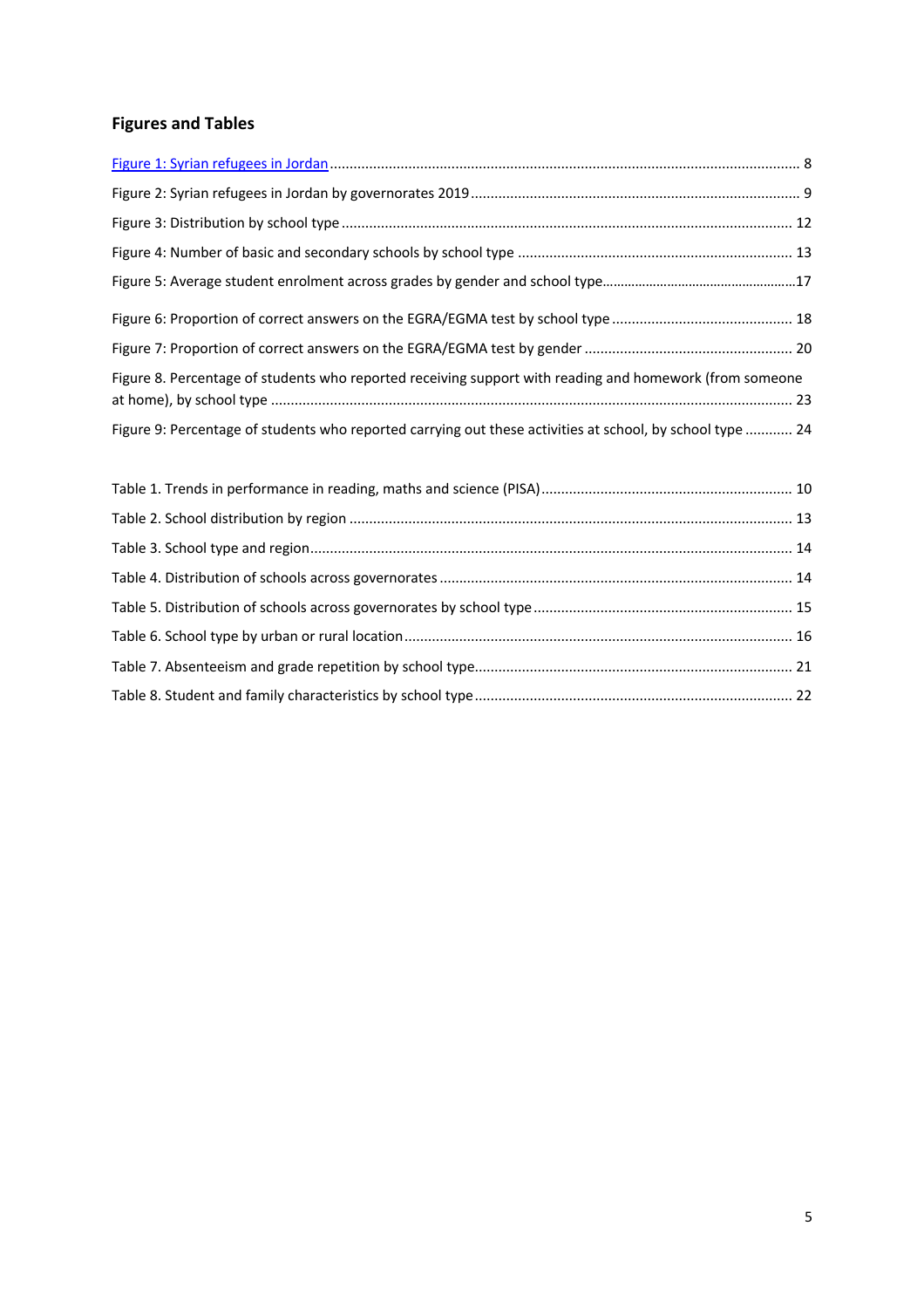## Figures and Tables

Figure 1: Syrian refugees in Jordan ........................................................................................................................ 8

Figure 2: Syrian refugees in Jordan by governorates 2019 .................................................................................. 9

Figure 3: Distribution by school type .................................................................................................................. 12

Figure 4: Number of basic and secondary schools by school type ...................................................................... 13

Figure 5: Average student enrolment across grades by gender and school type.....................................................17

Figure 6: Proportion of correct answers on the EGRA/EGMA test by school type .............................................. 18

Figure 7: Proportion of correct answers on the EGRA/EGMA test by gender ..................................................... 20

Figure 8. Percentage of students who reported receiving support with reading and homework (from someone at home), by school type ..................................................................................................................................... 23

Figure 9: Percentage of students who reported carrying out these activities at school, by school type ............ 24

Table 1. Trends in performance in reading, maths and science (PISA) ................................................................ 10

Table 2. School distribution by region ................................................................................................................ 13

Table 3. School type and region.......................................................................................................................... 14

Table 4. Distribution of schools across governorates .......................................................................................... 14

Table 5. Distribution of schools across governorates by school type .................................................................. 15

Table 6. School type by urban or rural location .................................................................................................. 16

Table 7. Absenteeism and grade repetition by school type................................................................................. 21

Table 8. Student and family characteristics by school type ................................................................................ 22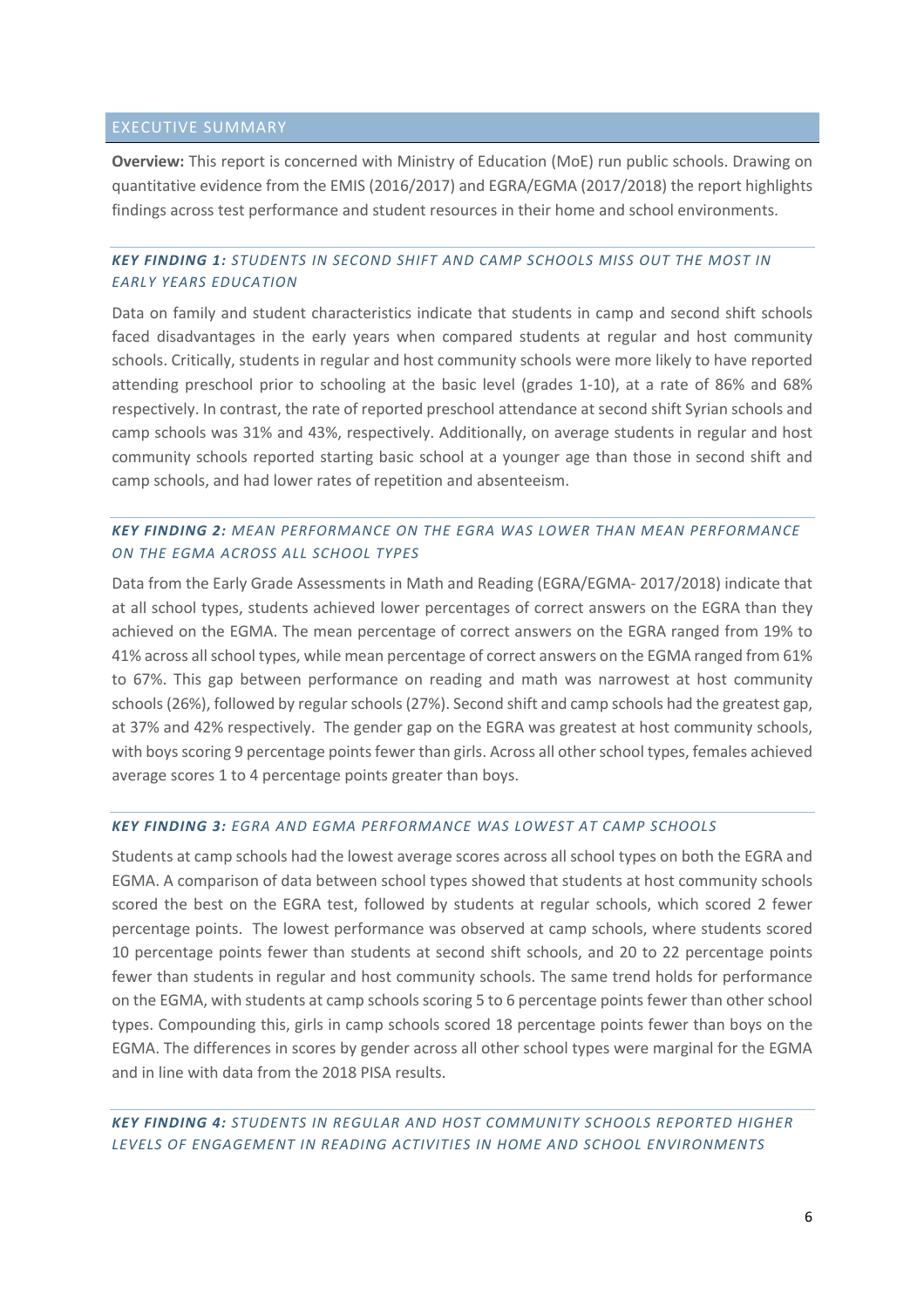## EXECUTIVE SUMMARY

**Overview:** This report is concerned with Ministry of Education (MoE) run public schools. Drawing on quantitative evidence from the EMIS (2016/2017) and EGRA/EGMA (2017/2018) the report highlights findings across test performance and student resources in their home and school environments.

### *KEY FINDING 1: STUDENTS IN SECOND SHIFT AND CAMP SCHOOLS MISS OUT THE MOST IN EARLY YEARS EDUCATION*

Data on family and student characteristics indicate that students in camp and second shift schools faced disadvantages in the early years when compared students at regular and host community schools. Critically, students in regular and host community schools were more likely to have reported attending preschool prior to schooling at the basic level (grades 1-10), at a rate of 86% and 68% respectively. In contrast, the rate of reported preschool attendance at second shift Syrian schools and camp schools was 31% and 43%, respectively. Additionally, on average students in regular and host community schools reported starting basic school at a younger age than those in second shift and camp schools, and had lower rates of repetition and absenteeism.

### *KEY FINDING 2: MEAN PERFORMANCE ON THE EGRA WAS LOWER THAN MEAN PERFORMANCE ON THE EGMA ACROSS ALL SCHOOL TYPES*

Data from the Early Grade Assessments in Math and Reading (EGRA/EGMA- 2017/2018) indicate that at all school types, students achieved lower percentages of correct answers on the EGRA than they achieved on the EGMA. The mean percentage of correct answers on the EGRA ranged from 19% to 41% across all school types, while mean percentage of correct answers on the EGMA ranged from 61% to 67%. This gap between performance on reading and math was narrowest at host community schools (26%), followed by regular schools (27%). Second shift and camp schools had the greatest gap, at 37% and 42% respectively. The gender gap on the EGRA was greatest at host community schools, with boys scoring 9 percentage points fewer than girls. Across all other school types, females achieved average scores 1 to 4 percentage points greater than boys.

### *KEY FINDING 3: EGRA AND EGMA PERFORMANCE WAS LOWEST AT CAMP SCHOOLS*

Students at camp schools had the lowest average scores across all school types on both the EGRA and EGMA. A comparison of data between school types showed that students at host community schools scored the best on the EGRA test, followed by students at regular schools, which scored 2 fewer percentage points. The lowest performance was observed at camp schools, where students scored 10 percentage points fewer than students at second shift schools, and 20 to 22 percentage points fewer than students in regular and host community schools. The same trend holds for performance on the EGMA, with students at camp schools scoring 5 to 6 percentage points fewer than other school types. Compounding this, girls in camp schools scored 18 percentage points fewer than boys on the EGMA. The differences in scores by gender across all other school types were marginal for the EGMA and in line with data from the 2018 PISA results.

### *KEY FINDING 4: STUDENTS IN REGULAR AND HOST COMMUNITY SCHOOLS REPORTED HIGHER LEVELS OF ENGAGEMENT IN READING ACTIVITIES IN HOME AND SCHOOL ENVIRONMENTS*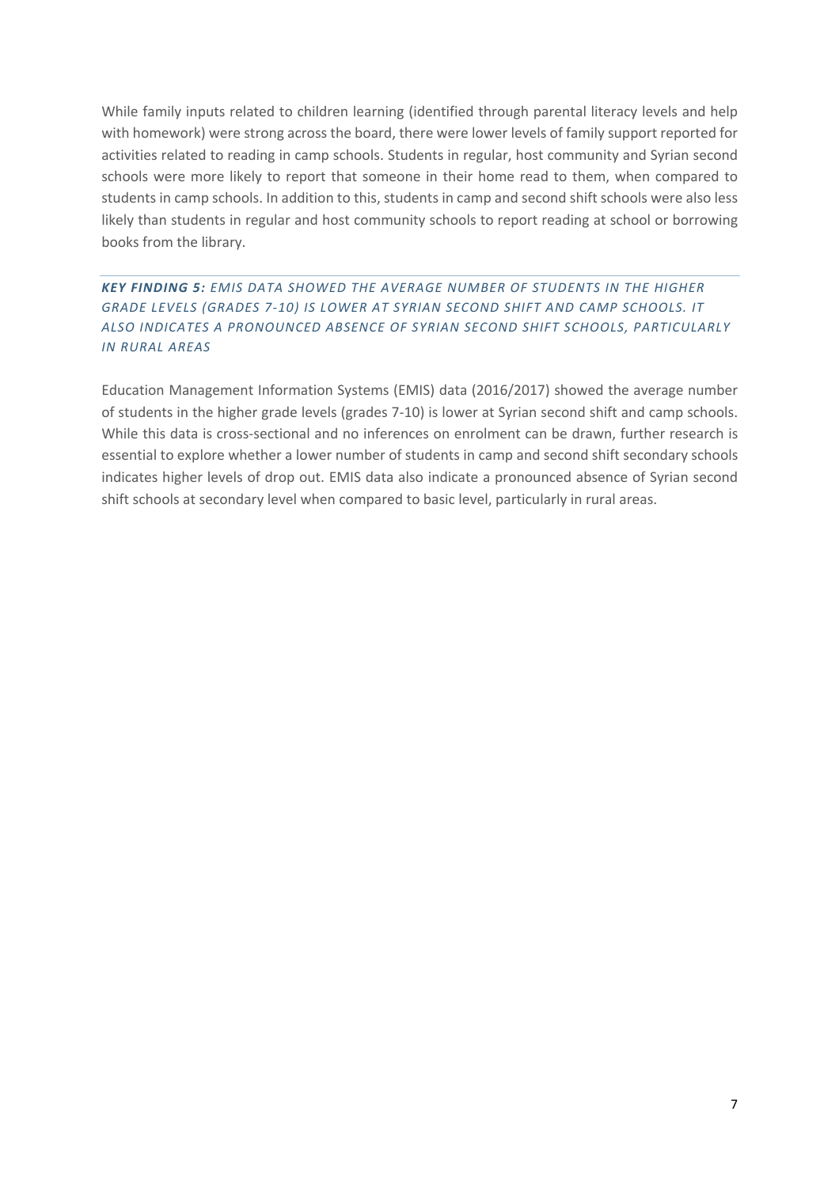While family inputs related to children learning (identified through parental literacy levels and help with homework) were strong across the board, there were lower levels of family support reported for activities related to reading in camp schools. Students in regular, host community and Syrian second schools were more likely to report that someone in their home read to them, when compared to students in camp schools. In addition to this, students in camp and second shift schools were also less likely than students in regular and host community schools to report reading at school or borrowing books from the library.

***KEY FINDING 5:*** *EMIS DATA SHOWED THE AVERAGE NUMBER OF STUDENTS IN THE HIGHER GRADE LEVELS (GRADES 7-10) IS LOWER AT SYRIAN SECOND SHIFT AND CAMP SCHOOLS. IT ALSO INDICATES A PRONOUNCED ABSENCE OF SYRIAN SECOND SHIFT SCHOOLS, PARTICULARLY IN RURAL AREAS*

Education Management Information Systems (EMIS) data (2016/2017) showed the average number of students in the higher grade levels (grades 7-10) is lower at Syrian second shift and camp schools. While this data is cross-sectional and no inferences on enrolment can be drawn, further research is essential to explore whether a lower number of students in camp and second shift secondary schools indicates higher levels of drop out. EMIS data also indicate a pronounced absence of Syrian second shift schools at secondary level when compared to basic level, particularly in rural areas.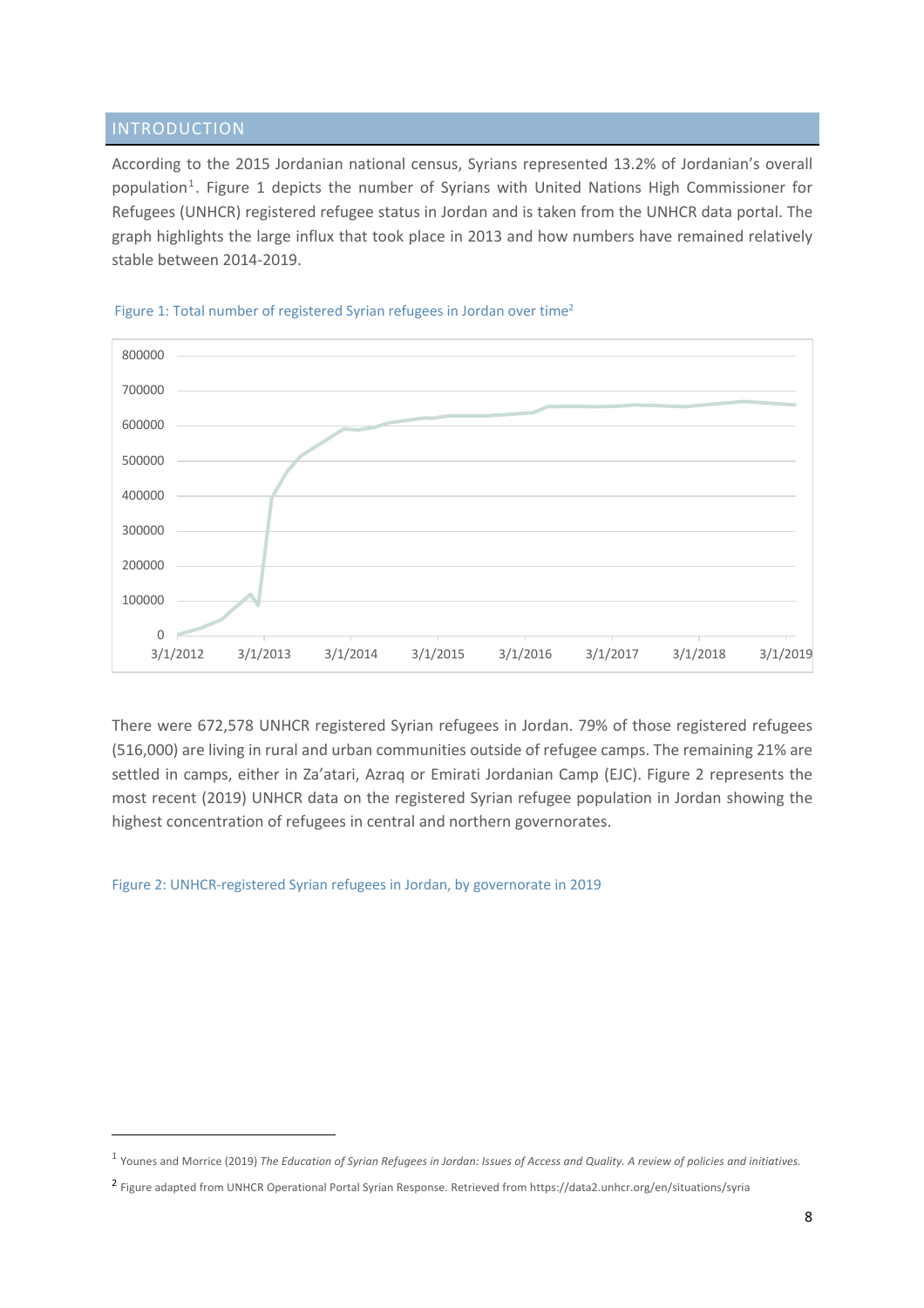## INTRODUCTION

According to the 2015 Jordanian national census, Syrians represented 13.2% of Jordanian's overall population[1]. Figure 1 depicts the number of Syrians with United Nations High Commissioner for Refugees (UNHCR) registered refugee status in Jordan and is taken from the UNHCR data portal. The graph highlights the large influx that took place in 2013 and how numbers have remained relatively stable between 2014-2019.

Figure 1: Total number of registered Syrian refugees in Jordan over time[2]

There were 672,578 UNHCR registered Syrian refugees in Jordan. 79% of those registered refugees (516,000) are living in rural and urban communities outside of refugee camps. The remaining 21% are settled in camps, either in Za'atari, Azraq or Emirati Jordanian Camp (EJC). Figure 2 represents the most recent (2019) UNHCR data on the registered Syrian refugee population in Jordan showing the highest concentration of refugees in central and northern governorates.

Figure 2: UNHCR-registered Syrian refugees in Jordan, by governorate in 2019

---

[1] Younes and Morrice (2019) *The Education of Syrian Refugees in Jordan: Issues of Access and Quality. A review of policies and initiatives.*

[2] Figure adapted from UNHCR Operational Portal Syrian Response. Retrieved from https://data2.unhcr.org/en/situations/syria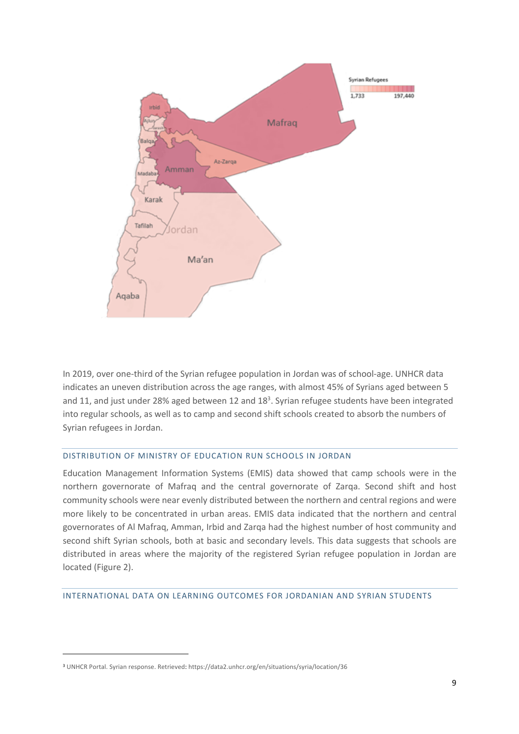In 2019, over one-third of the Syrian refugee population in Jordan was of school-age. UNHCR data indicates an uneven distribution across the age ranges, with almost 45% of Syrians aged between 5 and 11, and just under 28% aged between 12 and 18[3]. Syrian refugee students have been integrated into regular schools, as well as to camp and second shift schools created to absorb the numbers of Syrian refugees in Jordan.

## DISTRIBUTION OF MINISTRY OF EDUCATION RUN SCHOOLS IN JORDAN

Education Management Information Systems (EMIS) data showed that camp schools were in the northern governorate of Mafraq and the central governorate of Zarqa. Second shift and host community schools were near evenly distributed between the northern and central regions and were more likely to be concentrated in urban areas. EMIS data indicated that the northern and central governorates of Al Mafraq, Amman, Irbid and Zarqa had the highest number of host community and second shift Syrian schools, both at basic and secondary levels. This data suggests that schools are distributed in areas where the majority of the registered Syrian refugee population in Jordan are located (Figure 2).

## INTERNATIONAL DATA ON LEARNING OUTCOMES FOR JORDANIAN AND SYRIAN STUDENTS

[3] UNHCR Portal. Syrian response. Retrieved: https://data2.unhcr.org/en/situations/syria/location/36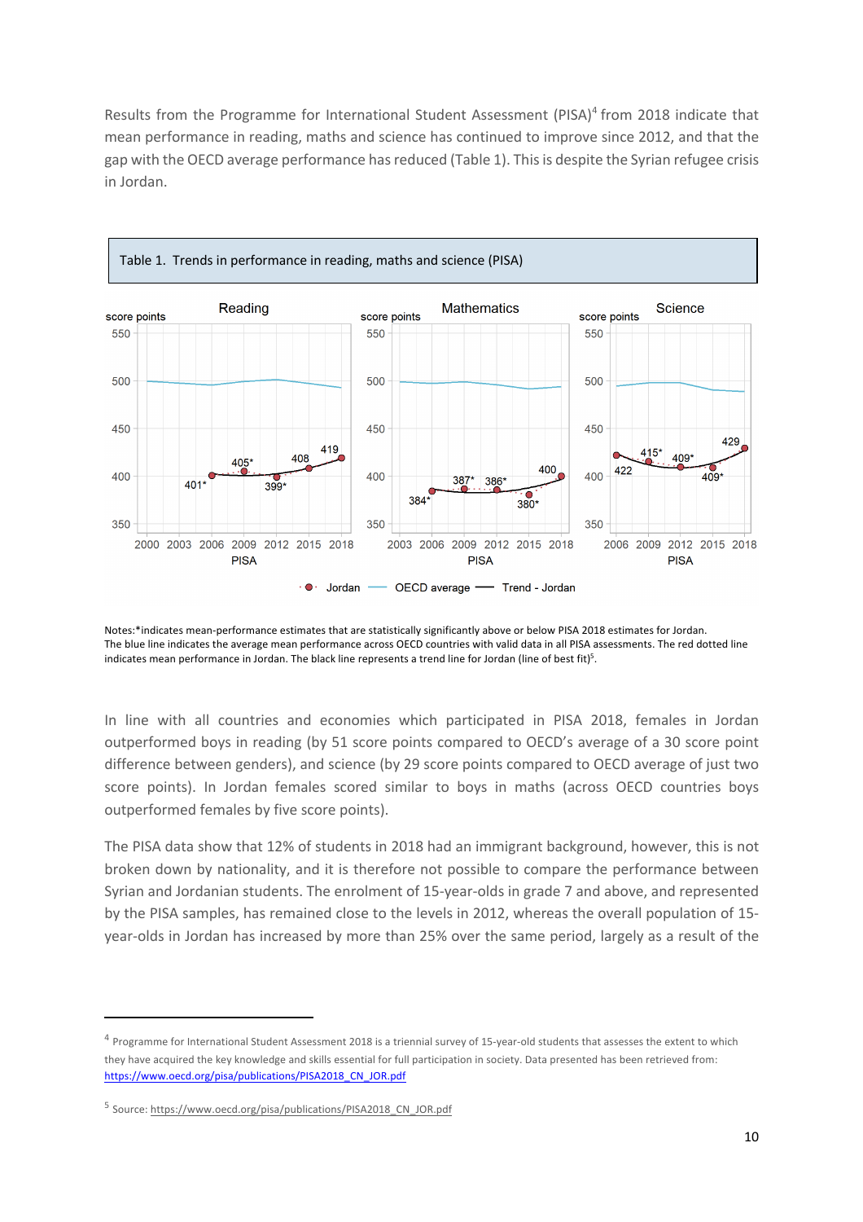Results from the Programme for International Student Assessment (PISA)[4] from 2018 indicate that mean performance in reading, maths and science has continued to improve since 2012, and that the gap with the OECD average performance has reduced (Table 1). This is despite the Syrian refugee crisis in Jordan.

**Table 1. Trends in performance in reading, maths and science (PISA)**

Notes:*indicates mean-performance estimates that are statistically significantly above or below PISA 2018 estimates for Jordan. The blue line indicates the average mean performance across OECD countries with valid data in all PISA assessments. The red dotted line indicates mean performance in Jordan. The black line represents a trend line for Jordan (line of best fit)[5].

In line with all countries and economies which participated in PISA 2018, females in Jordan outperformed boys in reading (by 51 score points compared to OECD's average of a 30 score point difference between genders), and science (by 29 score points compared to OECD average of just two score points). In Jordan females scored similar to boys in maths (across OECD countries boys outperformed females by five score points).

The PISA data show that 12% of students in 2018 had an immigrant background, however, this is not broken down by nationality, and it is therefore not possible to compare the performance between Syrian and Jordanian students. The enrolment of 15-year-olds in grade 7 and above, and represented by the PISA samples, has remained close to the levels in 2012, whereas the overall population of 15-year-olds in Jordan has increased by more than 25% over the same period, largely as a result of the

---

[4] Programme for International Student Assessment 2018 is a triennial survey of 15-year-old students that assesses the extent to which they have acquired the key knowledge and skills essential for full participation in society. Data presented has been retrieved from: https://www.oecd.org/pisa/publications/PISA2018_CN_JOR.pdf

[5] Source: https://www.oecd.org/pisa/publications/PISA2018_CN_JOR.pdf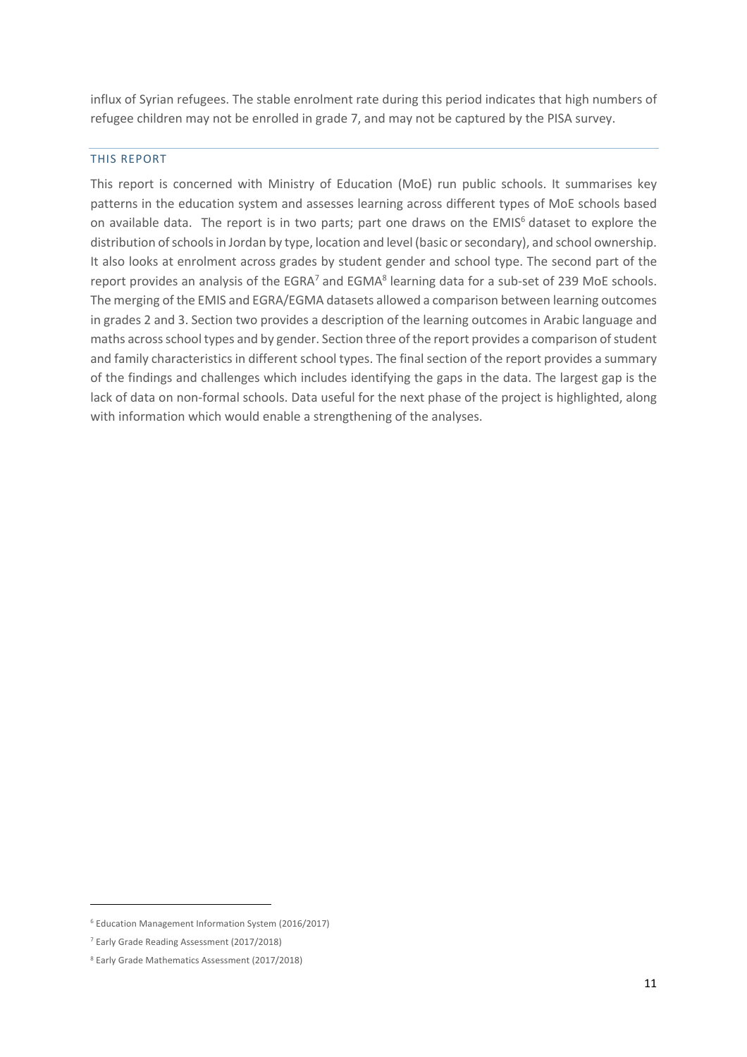influx of Syrian refugees. The stable enrolment rate during this period indicates that high numbers of refugee children may not be enrolled in grade 7, and may not be captured by the PISA survey.

## THIS REPORT

This report is concerned with Ministry of Education (MoE) run public schools. It summarises key patterns in the education system and assesses learning across different types of MoE schools based on available data. The report is in two parts; part one draws on the EMIS[6] dataset to explore the distribution of schools in Jordan by type, location and level (basic or secondary), and school ownership. It also looks at enrolment across grades by student gender and school type. The second part of the report provides an analysis of the EGRA[7] and EGMA[8] learning data for a sub-set of 239 MoE schools. The merging of the EMIS and EGRA/EGMA datasets allowed a comparison between learning outcomes in grades 2 and 3. Section two provides a description of the learning outcomes in Arabic language and maths across school types and by gender. Section three of the report provides a comparison of student and family characteristics in different school types. The final section of the report provides a summary of the findings and challenges which includes identifying the gaps in the data. The largest gap is the lack of data on non-formal schools. Data useful for the next phase of the project is highlighted, along with information which would enable a strengthening of the analyses.

---

[6] Education Management Information System (2016/2017)

[7] Early Grade Reading Assessment (2017/2018)

[8] Early Grade Mathematics Assessment (2017/2018)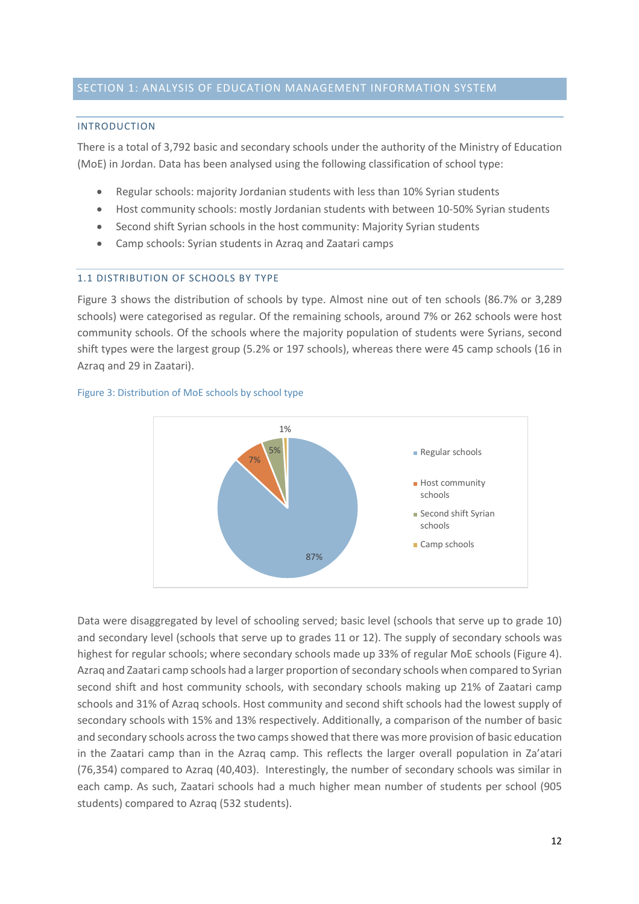## SECTION 1: ANALYSIS OF EDUCATION MANAGEMENT INFORMATION SYSTEM

### INTRODUCTION

There is a total of 3,792 basic and secondary schools under the authority of the Ministry of Education (MoE) in Jordan. Data has been analysed using the following classification of school type:

- Regular schools: majority Jordanian students with less than 10% Syrian students
- Host community schools: mostly Jordanian students with between 10-50% Syrian students
- Second shift Syrian schools in the host community: Majority Syrian students
- Camp schools: Syrian students in Azraq and Zaatari camps

### 1.1 DISTRIBUTION OF SCHOOLS BY TYPE

Figure 3 shows the distribution of schools by type. Almost nine out of ten schools (86.7% or 3,289 schools) were categorised as regular. Of the remaining schools, around 7% or 262 schools were host community schools. Of the schools where the majority population of students were Syrians, second shift types were the largest group (5.2% or 197 schools), whereas there were 45 camp schools (16 in Azraq and 29 in Zaatari).

Figure 3: Distribution of MoE schools by school type

| School type | Share |
|---|---|
| Regular schools | 87% |
| Host community schools | 7% |
| Second shift Syrian schools | 5% |
| Camp schools | 1% |

Data were disaggregated by level of schooling served; basic level (schools that serve up to grade 10) and secondary level (schools that serve up to grades 11 or 12). The supply of secondary schools was highest for regular schools; where secondary schools made up 33% of regular MoE schools (Figure 4). Azraq and Zaatari camp schools had a larger proportion of secondary schools when compared to Syrian second shift and host community schools, with secondary schools making up 21% of Zaatari camp schools and 31% of Azraq schools. Host community and second shift schools had the lowest supply of secondary schools with 15% and 13% respectively. Additionally, a comparison of the number of basic and secondary schools across the two camps showed that there was more provision of basic education in the Zaatari camp than in the Azraq camp. This reflects the larger overall population in Za'atari (76,354) compared to Azraq (40,403). Interestingly, the number of secondary schools was similar in each camp. As such, Zaatari schools had a much higher mean number of students per school (905 students) compared to Azraq (532 students).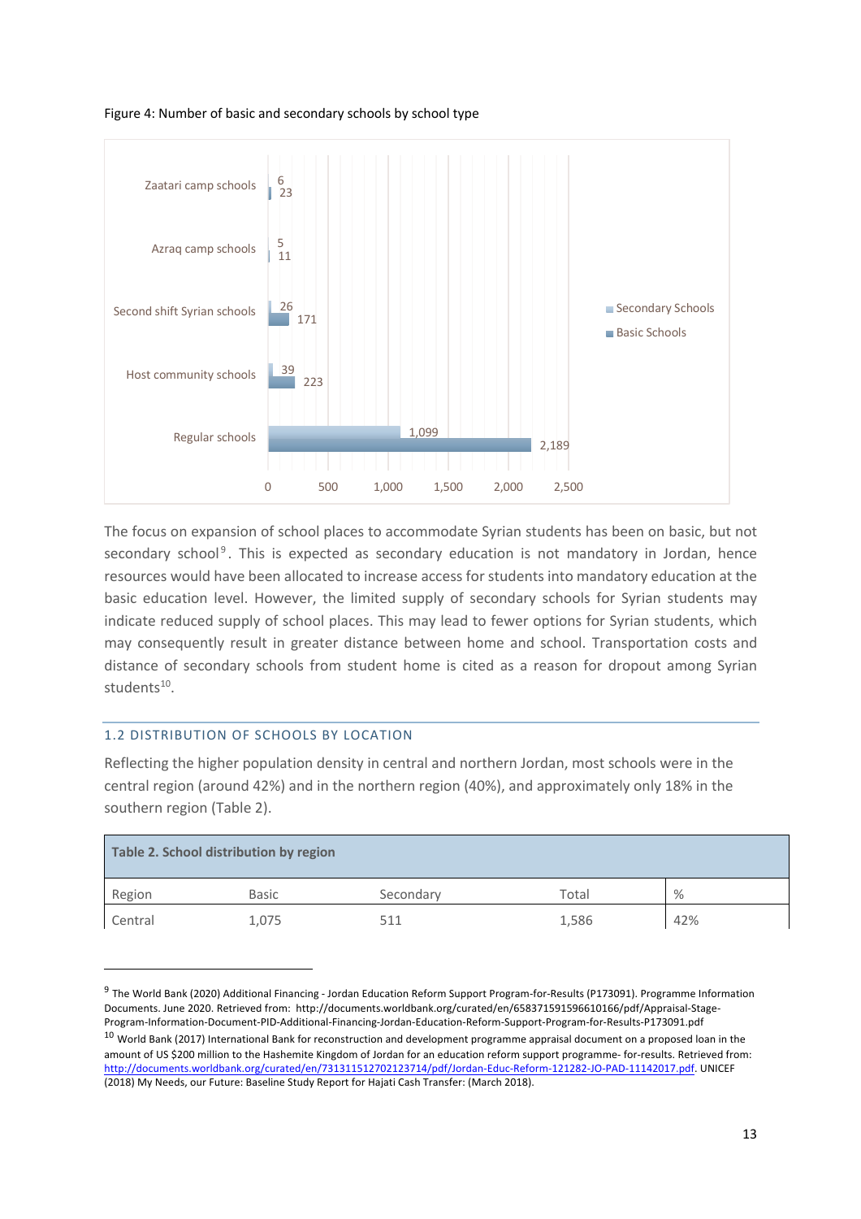Figure 4: Number of basic and secondary schools by school type

| School type | Secondary Schools | Basic Schools |
|---|---|---|
| Zaatari camp schools | 6 | 23 |
| Azraq camp schools | 5 | 11 |
| Second shift Syrian schools | 26 | 171 |
| Host community schools | 39 | 223 |
| Regular schools | 1,099 | 2,189 |

The focus on expansion of school places to accommodate Syrian students has been on basic, but not secondary school[9]. This is expected as secondary education is not mandatory in Jordan, hence resources would have been allocated to increase access for students into mandatory education at the basic education level. However, the limited supply of secondary schools for Syrian students may indicate reduced supply of school places. This may lead to fewer options for Syrian students, which may consequently result in greater distance between home and school. Transportation costs and distance of secondary schools from student home is cited as a reason for dropout among Syrian students[10].

## 1.2 DISTRIBUTION OF SCHOOLS BY LOCATION

Reflecting the higher population density in central and northern Jordan, most schools were in the central region (around 42%) and in the northern region (40%), and approximately only 18% in the southern region (Table 2).

**Table 2. School distribution by region**

| Region | Basic | Secondary | Total | % |
|---|---|---|---|---|
| Central | 1,075 | 511 | 1,586 | 42% |

[9] The World Bank (2020) Additional Financing - Jordan Education Reform Support Program-for-Results (P173091). Programme Information Documents. June 2020. Retrieved from: http://documents.worldbank.org/curated/en/658371591596610166/pdf/Appraisal-Stage-Program-Information-Document-PID-Additional-Financing-Jordan-Education-Reform-Support-Program-for-Results-P173091.pdf

[10] World Bank (2017) International Bank for reconstruction and development programme appraisal document on a proposed loan in the amount of US $200 million to the Hashemite Kingdom of Jordan for an education reform support programme- for-results. Retrieved from: http://documents.worldbank.org/curated/en/731311512702123714/pdf/Jordan-Educ-Reform-121282-JO-PAD-11142017.pdf. UNICEF (2018) My Needs, our Future: Baseline Study Report for Hajati Cash Transfer: (March 2018).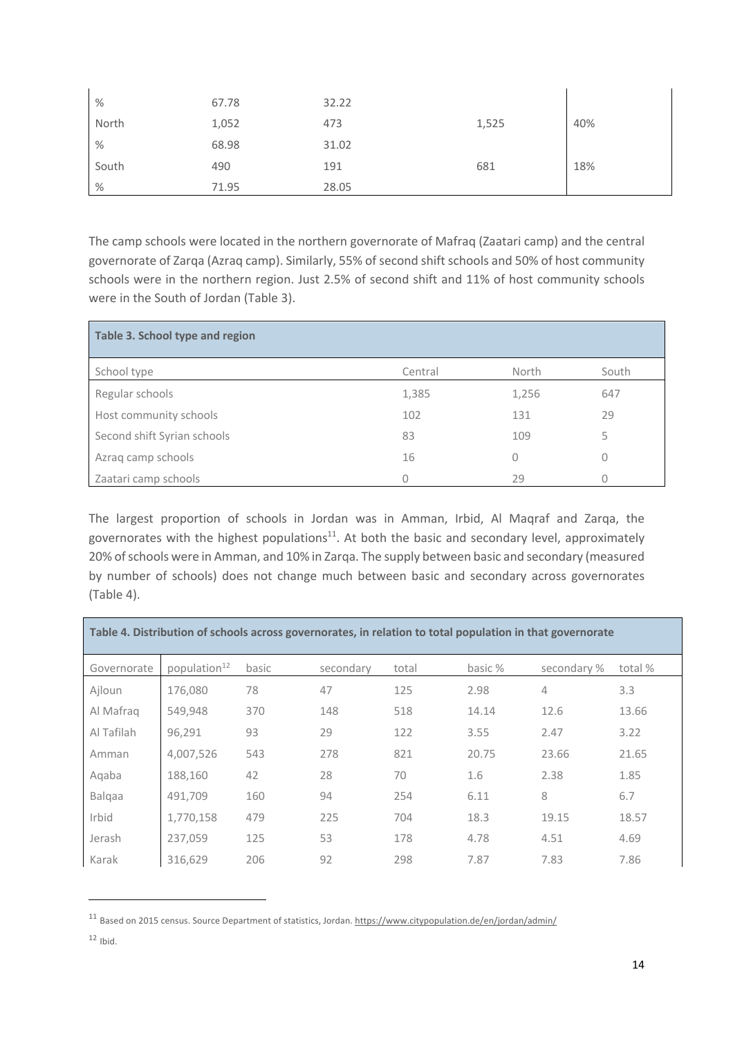| % | 67.78 | 32.22 | | |
|---|---|---|---|---|
| North | 1,052 | 473 | 1,525 | 40% |
| % | 68.98 | 31.02 | | |
| South | 490 | 191 | 681 | 18% |
| % | 71.95 | 28.05 | | |

The camp schools were located in the northern governorate of Mafraq (Zaatari camp) and the central governorate of Zarqa (Azraq camp). Similarly, 55% of second shift schools and 50% of host community schools were in the northern region. Just 2.5% of second shift and 11% of host community schools were in the South of Jordan (Table 3).

**Table 3. School type and region**

| School type | Central | North | South |
|---|---|---|---|
| Regular schools | 1,385 | 1,256 | 647 |
| Host community schools | 102 | 131 | 29 |
| Second shift Syrian schools | 83 | 109 | 5 |
| Azraq camp schools | 16 | 0 | 0 |
| Zaatari camp schools | 0 | 29 | 0 |

The largest proportion of schools in Jordan was in Amman, Irbid, Al Maqraf and Zarqa, the governorates with the highest populations[11]. At both the basic and secondary level, approximately 20% of schools were in Amman, and 10% in Zarqa. The supply between basic and secondary (measured by number of schools) does not change much between basic and secondary across governorates (Table 4).

**Table 4. Distribution of schools across governorates, in relation to total population in that governorate**

| Governorate | population[12] | basic | secondary | total | basic % | secondary % | total % |
|---|---|---|---|---|---|---|---|
| Ajloun | 176,080 | 78 | 47 | 125 | 2.98 | 4 | 3.3 |
| Al Mafraq | 549,948 | 370 | 148 | 518 | 14.14 | 12.6 | 13.66 |
| Al Tafilah | 96,291 | 93 | 29 | 122 | 3.55 | 2.47 | 3.22 |
| Amman | 4,007,526 | 543 | 278 | 821 | 20.75 | 23.66 | 21.65 |
| Aqaba | 188,160 | 42 | 28 | 70 | 1.6 | 2.38 | 1.85 |
| Balqaa | 491,709 | 160 | 94 | 254 | 6.11 | 8 | 6.7 |
| Irbid | 1,770,158 | 479 | 225 | 704 | 18.3 | 19.15 | 18.57 |
| Jerash | 237,059 | 125 | 53 | 178 | 4.78 | 4.51 | 4.69 |
| Karak | 316,629 | 206 | 92 | 298 | 7.87 | 7.83 | 7.86 |

[11] Based on 2015 census. Source Department of statistics, Jordan. https://www.citypopulation.de/en/jordan/admin/

[12] Ibid.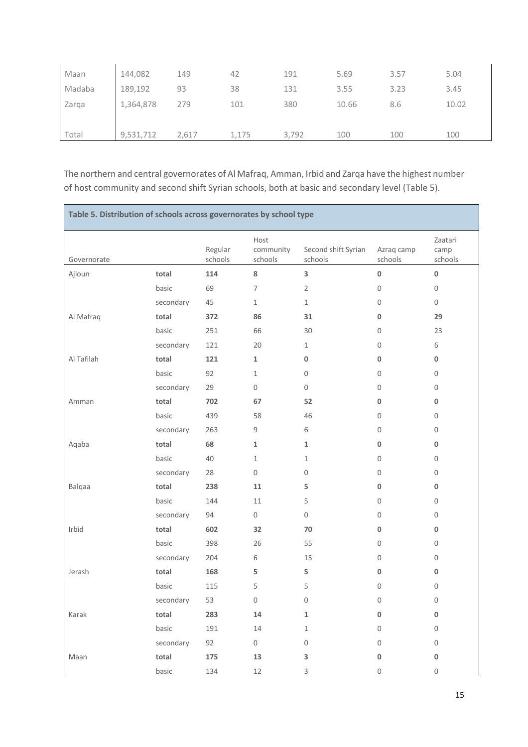| Maan | 144,082 | 149 | 42 | 191 | 5.69 | 3.57 | 5.04 |
|---|---|---|---|---|---|---|---|
| Madaba | 189,192 | 93 | 38 | 131 | 3.55 | 3.23 | 3.45 |
| Zarqa | 1,364,878 | 279 | 101 | 380 | 10.66 | 8.6 | 10.02 |
| | | | | | | | |
| Total | 9,531,712 | 2,617 | 1,175 | 3,792 | 100 | 100 | 100 |

The northern and central governorates of Al Mafraq, Amman, Irbid and Zarqa have the highest number of host community and second shift Syrian schools, both at basic and secondary level (Table 5).

**Table 5. Distribution of schools across governorates by school type**

| Governorate | | Regular schools | Host community schools | Second shift Syrian schools | Azraq camp schools | Zaatari camp schools |
|---|---|---|---|---|---|---|
| Ajloun | **total** | **114** | **8** | **3** | **0** | **0** |
| | basic | 69 | 7 | 2 | 0 | 0 |
| | secondary | 45 | 1 | 1 | 0 | 0 |
| Al Mafraq | **total** | **372** | **86** | **31** | **0** | **29** |
| | basic | 251 | 66 | 30 | 0 | 23 |
| | secondary | 121 | 20 | 1 | 0 | 6 |
| Al Tafilah | **total** | **121** | **1** | **0** | **0** | **0** |
| | basic | 92 | 1 | 0 | 0 | 0 |
| | secondary | 29 | 0 | 0 | 0 | 0 |
| Amman | **total** | **702** | **67** | **52** | **0** | **0** |
| | basic | 439 | 58 | 46 | 0 | 0 |
| | secondary | 263 | 9 | 6 | 0 | 0 |
| Aqaba | **total** | **68** | **1** | **1** | **0** | **0** |
| | basic | 40 | 1 | 1 | 0 | 0 |
| | secondary | 28 | 0 | 0 | 0 | 0 |
| Balqaa | **total** | **238** | **11** | **5** | **0** | **0** |
| | basic | 144 | 11 | 5 | 0 | 0 |
| | secondary | 94 | 0 | 0 | 0 | 0 |
| Irbid | **total** | **602** | **32** | **70** | **0** | **0** |
| | basic | 398 | 26 | 55 | 0 | 0 |
| | secondary | 204 | 6 | 15 | 0 | 0 |
| Jerash | **total** | **168** | **5** | **5** | **0** | **0** |
| | basic | 115 | 5 | 5 | 0 | 0 |
| | secondary | 53 | 0 | 0 | 0 | 0 |
| Karak | **total** | **283** | **14** | **1** | **0** | **0** |
| | basic | 191 | 14 | 1 | 0 | 0 |
| | secondary | 92 | 0 | 0 | 0 | 0 |
| Maan | **total** | **175** | **13** | **3** | **0** | **0** |
| | basic | 134 | 12 | 3 | 0 | 0 |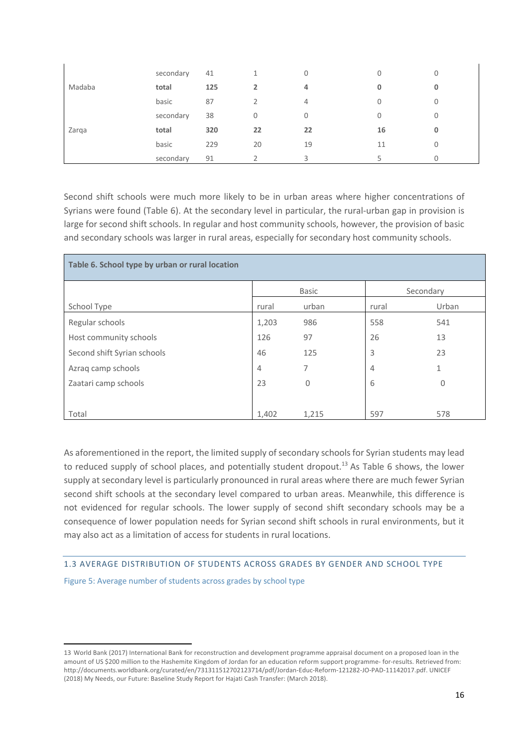|  | secondary | 41 | 1 | 0 | 0 | 0 |
|---|---|---|---|---|---|---|
| Madaba | **total** | **125** | **2** | **4** | **0** | **0** |
|  | basic | 87 | 2 | 4 | 0 | 0 |
|  | secondary | 38 | 0 | 0 | 0 | 0 |
| Zarqa | **total** | **320** | **22** | **22** | **16** | **0** |
|  | basic | 229 | 20 | 19 | 11 | 0 |
|  | secondary | 91 | 2 | 3 | 5 | 0 |

Second shift schools were much more likely to be in urban areas where higher concentrations of Syrians were found (Table 6). At the secondary level in particular, the rural-urban gap in provision is large for second shift schools. In regular and host community schools, however, the provision of basic and secondary schools was larger in rural areas, especially for secondary host community schools.

**Table 6. School type by urban or rural location**

|  | Basic |  | Secondary |  |
|---|---|---|---|---|
| School Type | rural | urban | rural | Urban |
| Regular schools | 1,203 | 986 | 558 | 541 |
| Host community schools | 126 | 97 | 26 | 13 |
| Second shift Syrian schools | 46 | 125 | 3 | 23 |
| Azraq camp schools | 4 | 7 | 4 | 1 |
| Zaatari camp schools | 23 | 0 | 6 | 0 |
| Total | 1,402 | 1,215 | 597 | 578 |

As aforementioned in the report, the limited supply of secondary schools for Syrian students may lead to reduced supply of school places, and potentially student dropout.[13] As Table 6 shows, the lower supply at secondary level is particularly pronounced in rural areas where there are much fewer Syrian second shift schools at the secondary level compared to urban areas. Meanwhile, this difference is not evidenced for regular schools. The lower supply of second shift secondary schools may be a consequence of lower population needs for Syrian second shift schools in rural environments, but it may also act as a limitation of access for students in rural locations.

### 1.3 AVERAGE DISTRIBUTION OF STUDENTS ACROSS GRADES BY GENDER AND SCHOOL TYPE

Figure 5: Average number of students across grades by school type

13 World Bank (2017) International Bank for reconstruction and development programme appraisal document on a proposed loan in the amount of US $200 million to the Hashemite Kingdom of Jordan for an education reform support programme- for-results. Retrieved from: http://documents.worldbank.org/curated/en/731311512702123714/pdf/Jordan-Educ-Reform-121282-JO-PAD-11142017.pdf. UNICEF (2018) My Needs, our Future: Baseline Study Report for Hajati Cash Transfer: (March 2018).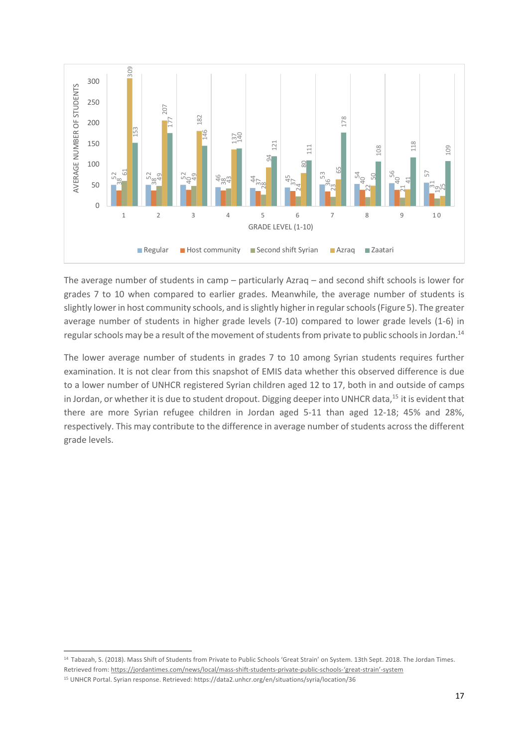| GRADE LEVEL (1-10) | Regular | Host community | Second shift Syrian | Azraq | Zaatari |
|---|---|---|---|---|---|
| 1 | 52 | 38 | 61 | 309 | 153 |
| 2 | 52 | 38 | 49 | 207 | 177 |
| 3 | 52 | 40 | 49 | 182 | 146 |
| 4 | 46 | 38 | 43 | 137 | 140 |
| 5 | 44 | 37 | 28 | 94 | 121 |
| 6 | 45 | 37 | 24 | 80 | 111 |
| 7 | 53 | 36 | 23 | 65 | 178 |
| 8 | 54 | 40 | 22 | 50 | 108 |
| 9 | 56 | 40 | 21 | 41 | 118 |
| 10 | 57 | 31 | 19 | 25 | 109 |

AVERAGE NUMBER OF STUDENTS

The average number of students in camp – particularly Azraq – and second shift schools is lower for grades 7 to 10 when compared to earlier grades. Meanwhile, the average number of students is slightly lower in host community schools, and is slightly higher in regular schools (Figure 5). The greater average number of students in higher grade levels (7-10) compared to lower grade levels (1-6) in regular schools may be a result of the movement of students from private to public schools in Jordan.[14]

The lower average number of students in grades 7 to 10 among Syrian students requires further examination. It is not clear from this snapshot of EMIS data whether this observed difference is due to a lower number of UNHCR registered Syrian children aged 12 to 17, both in and outside of camps in Jordan, or whether it is due to student dropout. Digging deeper into UNHCR data,[15] it is evident that there are more Syrian refugee children in Jordan aged 5-11 than aged 12-18; 45% and 28%, respectively. This may contribute to the difference in average number of students across the different grade levels.

[14] Tabazah, S. (2018). Mass Shift of Students from Private to Public Schools 'Great Strain' on System. 13th Sept. 2018. The Jordan Times. Retrieved from: https://jordantimes.com/news/local/mass-shift-students-private-public-schools-'great-strain'-system

[15] UNHCR Portal. Syrian response. Retrieved: https://data2.unhcr.org/en/situations/syria/location/36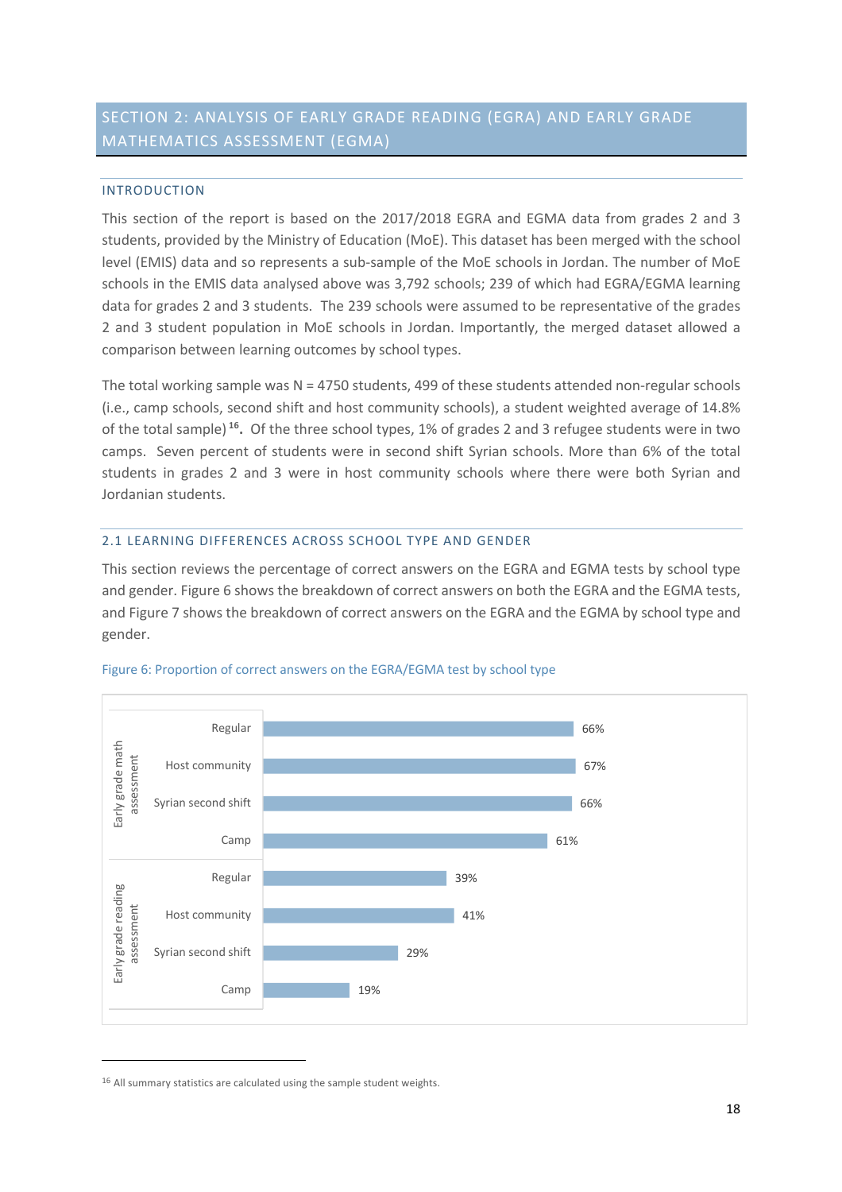## SECTION 2: ANALYSIS OF EARLY GRADE READING (EGRA) AND EARLY GRADE MATHEMATICS ASSESSMENT (EGMA)

### INTRODUCTION

This section of the report is based on the 2017/2018 EGRA and EGMA data from grades 2 and 3 students, provided by the Ministry of Education (MoE). This dataset has been merged with the school level (EMIS) data and so represents a sub-sample of the MoE schools in Jordan. The number of MoE schools in the EMIS data analysed above was 3,792 schools; 239 of which had EGRA/EGMA learning data for grades 2 and 3 students. The 239 schools were assumed to be representative of the grades 2 and 3 student population in MoE schools in Jordan. Importantly, the merged dataset allowed a comparison between learning outcomes by school types.

The total working sample was N = 4750 students, 499 of these students attended non-regular schools (i.e., camp schools, second shift and host community schools), a student weighted average of 14.8% of the total sample)[16]**.** Of the three school types, 1% of grades 2 and 3 refugee students were in two camps. Seven percent of students were in second shift Syrian schools. More than 6% of the total students in grades 2 and 3 were in host community schools where there were both Syrian and Jordanian students.

### 2.1 LEARNING DIFFERENCES ACROSS SCHOOL TYPE AND GENDER

This section reviews the percentage of correct answers on the EGRA and EGMA tests by school type and gender. Figure 6 shows the breakdown of correct answers on both the EGRA and the EGMA tests, and Figure 7 shows the breakdown of correct answers on the EGRA and the EGMA by school type and gender.

Figure 6: Proportion of correct answers on the EGRA/EGMA test by school type

| Assessment | School type | Proportion correct |
|---|---|---|
| Early grade math assessment | Regular | 66% |
| | Host community | 67% |
| | Syrian second shift | 66% |
| | Camp | 61% |
| Early grade reading assessment | Regular | 39% |
| | Host community | 41% |
| | Syrian second shift | 29% |
| | Camp | 19% |

[16] All summary statistics are calculated using the sample student weights.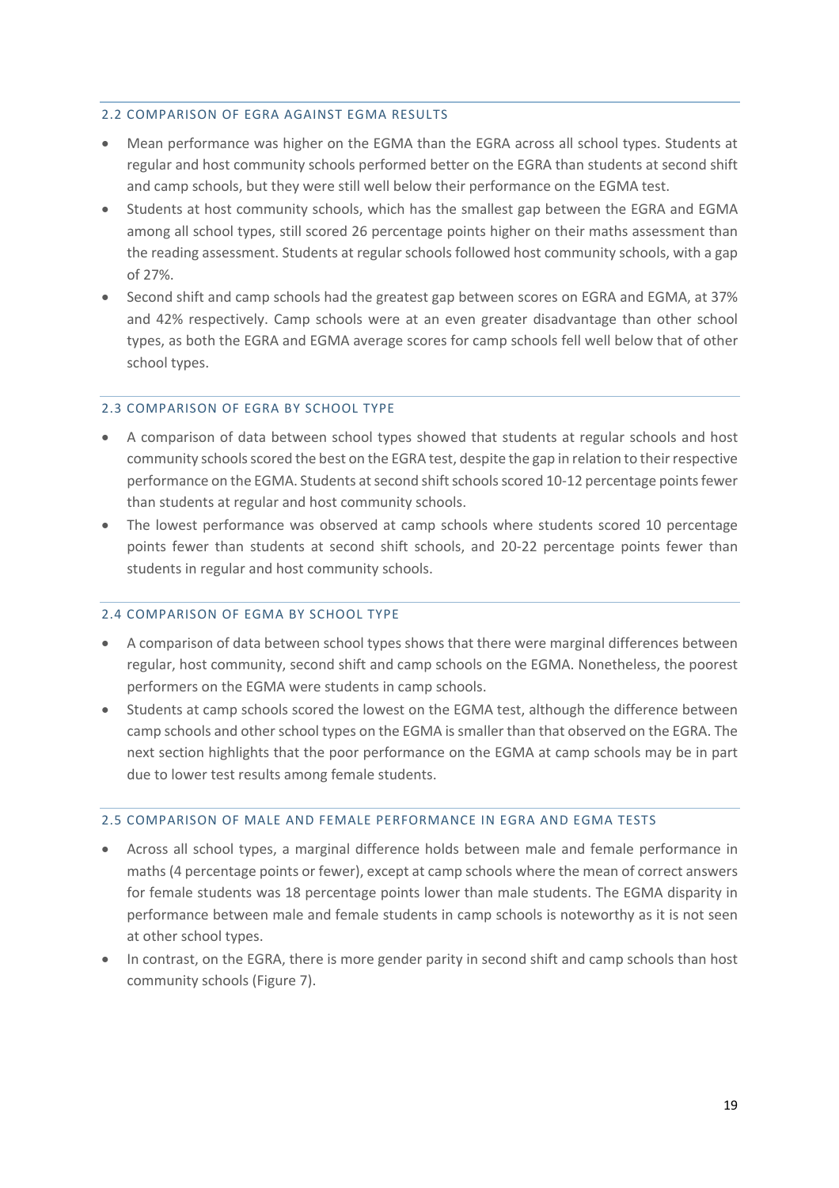### 2.2 COMPARISON OF EGRA AGAINST EGMA RESULTS

- Mean performance was higher on the EGMA than the EGRA across all school types. Students at regular and host community schools performed better on the EGRA than students at second shift and camp schools, but they were still well below their performance on the EGMA test.
- Students at host community schools, which has the smallest gap between the EGRA and EGMA among all school types, still scored 26 percentage points higher on their maths assessment than the reading assessment. Students at regular schools followed host community schools, with a gap of 27%.
- Second shift and camp schools had the greatest gap between scores on EGRA and EGMA, at 37% and 42% respectively. Camp schools were at an even greater disadvantage than other school types, as both the EGRA and EGMA average scores for camp schools fell well below that of other school types.

### 2.3 COMPARISON OF EGRA BY SCHOOL TYPE

- A comparison of data between school types showed that students at regular schools and host community schools scored the best on the EGRA test, despite the gap in relation to their respective performance on the EGMA. Students at second shift schools scored 10-12 percentage points fewer than students at regular and host community schools.
- The lowest performance was observed at camp schools where students scored 10 percentage points fewer than students at second shift schools, and 20-22 percentage points fewer than students in regular and host community schools.

### 2.4 COMPARISON OF EGMA BY SCHOOL TYPE

- A comparison of data between school types shows that there were marginal differences between regular, host community, second shift and camp schools on the EGMA. Nonetheless, the poorest performers on the EGMA were students in camp schools.
- Students at camp schools scored the lowest on the EGMA test, although the difference between camp schools and other school types on the EGMA is smaller than that observed on the EGRA. The next section highlights that the poor performance on the EGMA at camp schools may be in part due to lower test results among female students.

### 2.5 COMPARISON OF MALE AND FEMALE PERFORMANCE IN EGRA AND EGMA TESTS

- Across all school types, a marginal difference holds between male and female performance in maths (4 percentage points or fewer), except at camp schools where the mean of correct answers for female students was 18 percentage points lower than male students. The EGMA disparity in performance between male and female students in camp schools is noteworthy as it is not seen at other school types.
- In contrast, on the EGRA, there is more gender parity in second shift and camp schools than host community schools (Figure 7).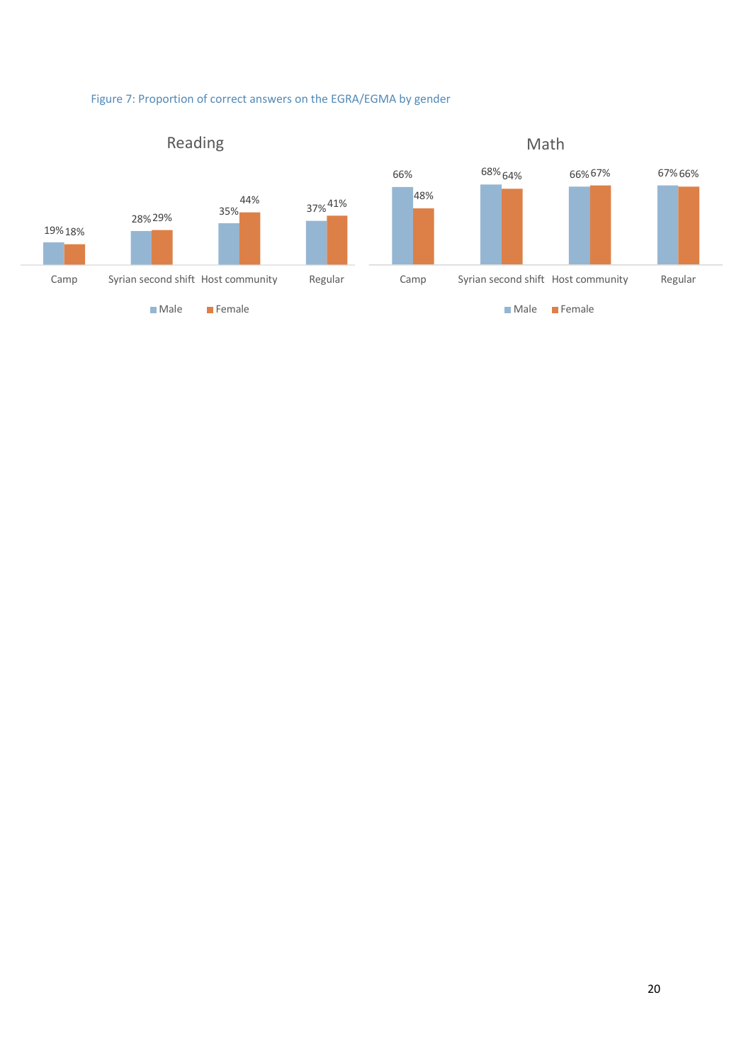Figure 7: Proportion of correct answers on the EGRA/EGMA by gender

**Reading**

| | Male | Female |
|---|---|---|
| Camp | 19% | 18% |
| Syrian second shift | 28% | 29% |
| Host community | 35% | 44% |
| Regular | 37% | 41% |

**Math**

| | Male | Female |
|---|---|---|
| Camp | 66% | 48% |
| Syrian second shift | 68% | 64% |
| Host community | 66% | 67% |
| Regular | 67% | 66% |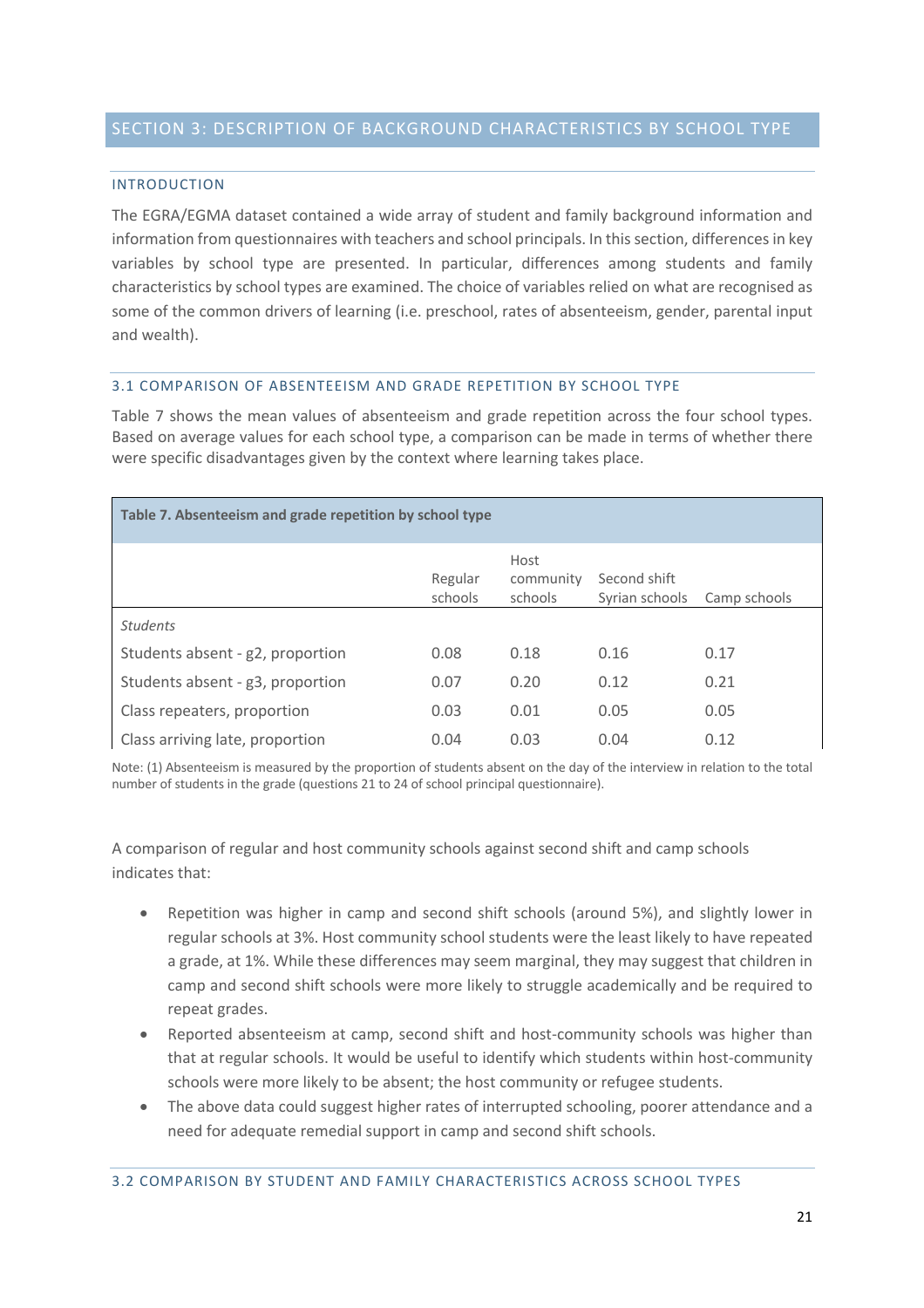## SECTION 3: DESCRIPTION OF BACKGROUND CHARACTERISTICS BY SCHOOL TYPE

### INTRODUCTION

The EGRA/EGMA dataset contained a wide array of student and family background information and information from questionnaires with teachers and school principals. In this section, differences in key variables by school type are presented. In particular, differences among students and family characteristics by school types are examined. The choice of variables relied on what are recognised as some of the common drivers of learning (i.e. preschool, rates of absenteeism, gender, parental input and wealth).

### 3.1 COMPARISON OF ABSENTEEISM AND GRADE REPETITION BY SCHOOL TYPE

Table 7 shows the mean values of absenteeism and grade repetition across the four school types. Based on average values for each school type, a comparison can be made in terms of whether there were specific disadvantages given by the context where learning takes place.

**Table 7. Absenteeism and grade repetition by school type**

| | Regular schools | Host community schools | Second shift Syrian schools | Camp schools |
|---|---|---|---|---|
| *Students* | | | | |
| Students absent - g2, proportion | 0.08 | 0.18 | 0.16 | 0.17 |
| Students absent - g3, proportion | 0.07 | 0.20 | 0.12 | 0.21 |
| Class repeaters, proportion | 0.03 | 0.01 | 0.05 | 0.05 |
| Class arriving late, proportion | 0.04 | 0.03 | 0.04 | 0.12 |

Note: (1) Absenteeism is measured by the proportion of students absent on the day of the interview in relation to the total number of students in the grade (questions 21 to 24 of school principal questionnaire).

A comparison of regular and host community schools against second shift and camp schools indicates that:

- Repetition was higher in camp and second shift schools (around 5%), and slightly lower in regular schools at 3%. Host community school students were the least likely to have repeated a grade, at 1%. While these differences may seem marginal, they may suggest that children in camp and second shift schools were more likely to struggle academically and be required to repeat grades.
- Reported absenteeism at camp, second shift and host-community schools was higher than that at regular schools. It would be useful to identify which students within host-community schools were more likely to be absent; the host community or refugee students.
- The above data could suggest higher rates of interrupted schooling, poorer attendance and a need for adequate remedial support in camp and second shift schools.

### 3.2 COMPARISON BY STUDENT AND FAMILY CHARACTERISTICS ACROSS SCHOOL TYPES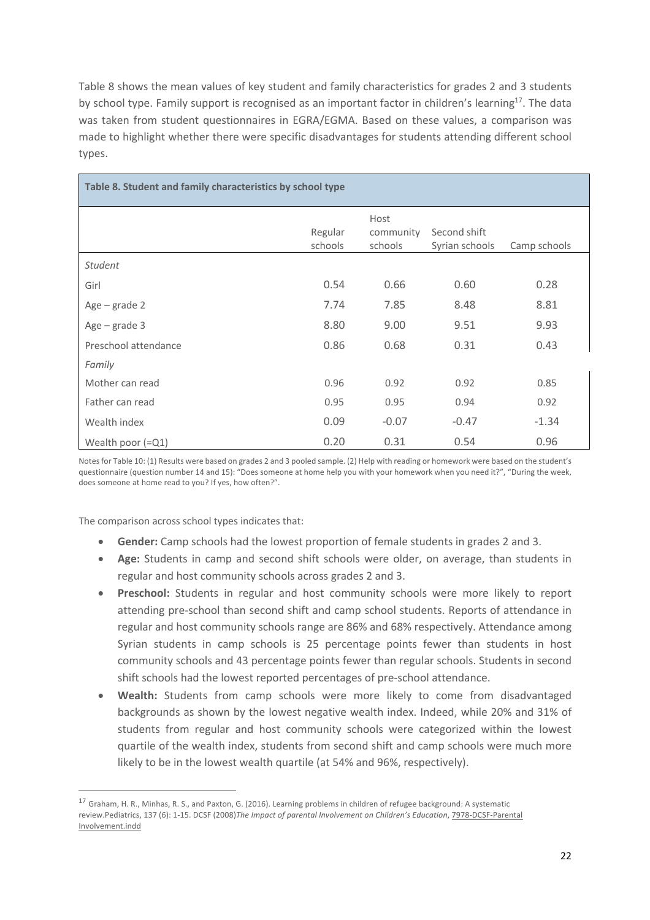Table 8 shows the mean values of key student and family characteristics for grades 2 and 3 students by school type. Family support is recognised as an important factor in children's learning[17]. The data was taken from student questionnaires in EGRA/EGMA. Based on these values, a comparison was made to highlight whether there were specific disadvantages for students attending different school types.

**Table 8. Student and family characteristics by school type**

| | Regular schools | Host community schools | Second shift Syrian schools | Camp schools |
|---|---|---|---|---|
| *Student* | | | | |
| Girl | 0.54 | 0.66 | 0.60 | 0.28 |
| Age – grade 2 | 7.74 | 7.85 | 8.48 | 8.81 |
| Age – grade 3 | 8.80 | 9.00 | 9.51 | 9.93 |
| Preschool attendance | 0.86 | 0.68 | 0.31 | 0.43 |
| *Family* | | | | |
| Mother can read | 0.96 | 0.92 | 0.92 | 0.85 |
| Father can read | 0.95 | 0.95 | 0.94 | 0.92 |
| Wealth index | 0.09 | -0.07 | -0.47 | -1.34 |
| Wealth poor (=Q1) | 0.20 | 0.31 | 0.54 | 0.96 |

Notes for Table 10: (1) Results were based on grades 2 and 3 pooled sample. (2) Help with reading or homework were based on the student's questionnaire (question number 14 and 15): "Does someone at home help you with your homework when you need it?", "During the week, does someone at home read to you? If yes, how often?".

The comparison across school types indicates that:

- **Gender:** Camp schools had the lowest proportion of female students in grades 2 and 3.
- **Age:** Students in camp and second shift schools were older, on average, than students in regular and host community schools across grades 2 and 3.
- **Preschool:** Students in regular and host community schools were more likely to report attending pre-school than second shift and camp school students. Reports of attendance in regular and host community schools range are 86% and 68% respectively. Attendance among Syrian students in camp schools is 25 percentage points fewer than students in host community schools and 43 percentage points fewer than regular schools. Students in second shift schools had the lowest reported percentages of pre-school attendance.
- **Wealth:** Students from camp schools were more likely to come from disadvantaged backgrounds as shown by the lowest negative wealth index. Indeed, while 20% and 31% of students from regular and host community schools were categorized within the lowest quartile of the wealth index, students from second shift and camp schools were much more likely to be in the lowest wealth quartile (at 54% and 96%, respectively).

[17] Graham, H. R., Minhas, R. S., and Paxton, G. (2016). Learning problems in children of refugee background: A systematic review.Pediatrics, 137 (6): 1-15. DCSF (2008)*The Impact of parental Involvement on Children's Education*, 7978-DCSF-Parental Involvement.indd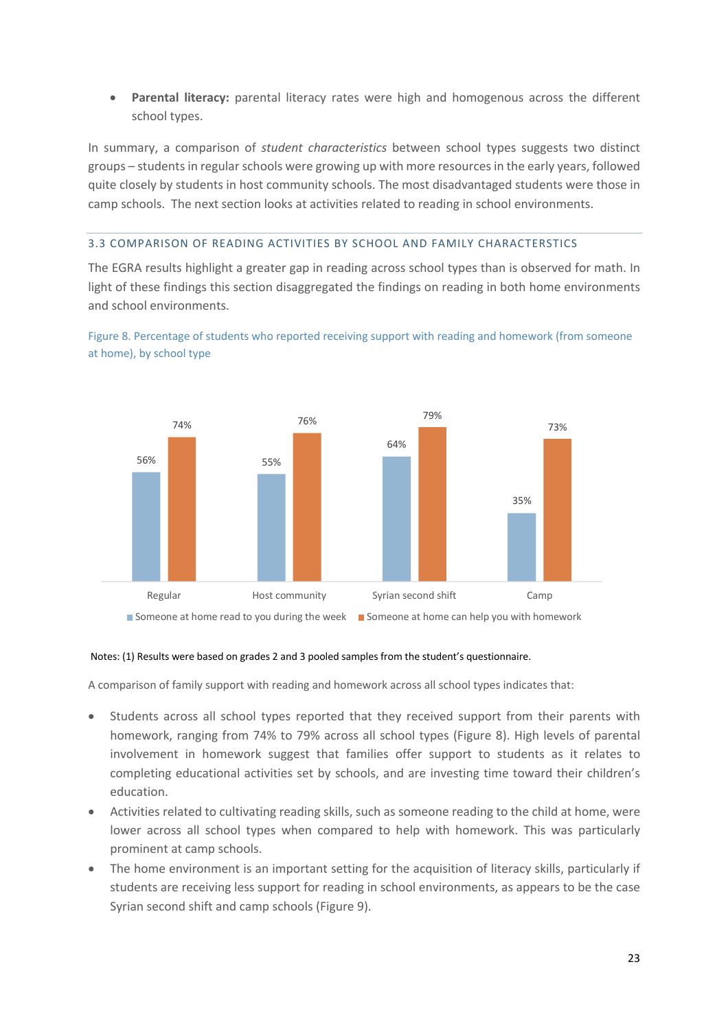- **Parental literacy:** parental literacy rates were high and homogenous across the different school types.

In summary, a comparison of *student characteristics* between school types suggests two distinct groups – students in regular schools were growing up with more resources in the early years, followed quite closely by students in host community schools. The most disadvantaged students were those in camp schools. The next section looks at activities related to reading in school environments.

### 3.3 COMPARISON OF READING ACTIVITIES BY SCHOOL AND FAMILY CHARACTERSTICS

The EGRA results highlight a greater gap in reading across school types than is observed for math. In light of these findings this section disaggregated the findings on reading in both home environments and school environments.

Figure 8. Percentage of students who reported receiving support with reading and homework (from someone at home), by school type

| | Someone at home read to you during the week | Someone at home can help you with homework |
|---|---|---|
| Regular | 56% | 74% |
| Host community | 55% | 76% |
| Syrian second shift | 64% | 79% |
| Camp | 35% | 73% |

Notes: (1) Results were based on grades 2 and 3 pooled samples from the student's questionnaire.

A comparison of family support with reading and homework across all school types indicates that:

- Students across all school types reported that they received support from their parents with homework, ranging from 74% to 79% across all school types (Figure 8). High levels of parental involvement in homework suggest that families offer support to students as it relates to completing educational activities set by schools, and are investing time toward their children's education.
- Activities related to cultivating reading skills, such as someone reading to the child at home, were lower across all school types when compared to help with homework. This was particularly prominent at camp schools.
- The home environment is an important setting for the acquisition of literacy skills, particularly if students are receiving less support for reading in school environments, as appears to be the case Syrian second shift and camp schools (Figure 9).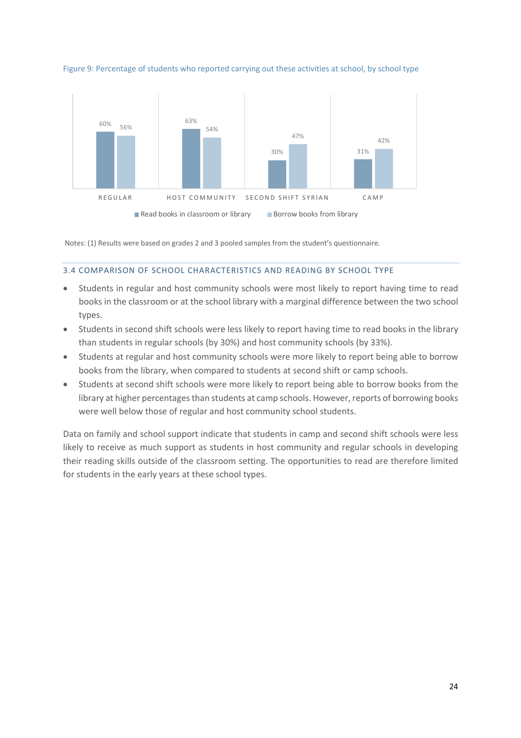Figure 9: Percentage of students who reported carrying out these activities at school, by school type

| | Read books in classroom or library | Borrow books from library |
|---|---|---|
| REGULAR | 60% | 56% |
| HOST COMMUNITY | 63% | 54% |
| SECOND SHIFT SYRIAN | 30% | 47% |
| CAMP | 31% | 42% |

Notes: (1) Results were based on grades 2 and 3 pooled samples from the student's questionnaire.

### 3.4 COMPARISON OF SCHOOL CHARACTERISTICS AND READING BY SCHOOL TYPE

- Students in regular and host community schools were most likely to report having time to read books in the classroom or at the school library with a marginal difference between the two school types.
- Students in second shift schools were less likely to report having time to read books in the library than students in regular schools (by 30%) and host community schools (by 33%).
- Students at regular and host community schools were more likely to report being able to borrow books from the library, when compared to students at second shift or camp schools.
- Students at second shift schools were more likely to report being able to borrow books from the library at higher percentages than students at camp schools. However, reports of borrowing books were well below those of regular and host community school students.

Data on family and school support indicate that students in camp and second shift schools were less likely to receive as much support as students in host community and regular schools in developing their reading skills outside of the classroom setting. The opportunities to read are therefore limited for students in the early years at these school types.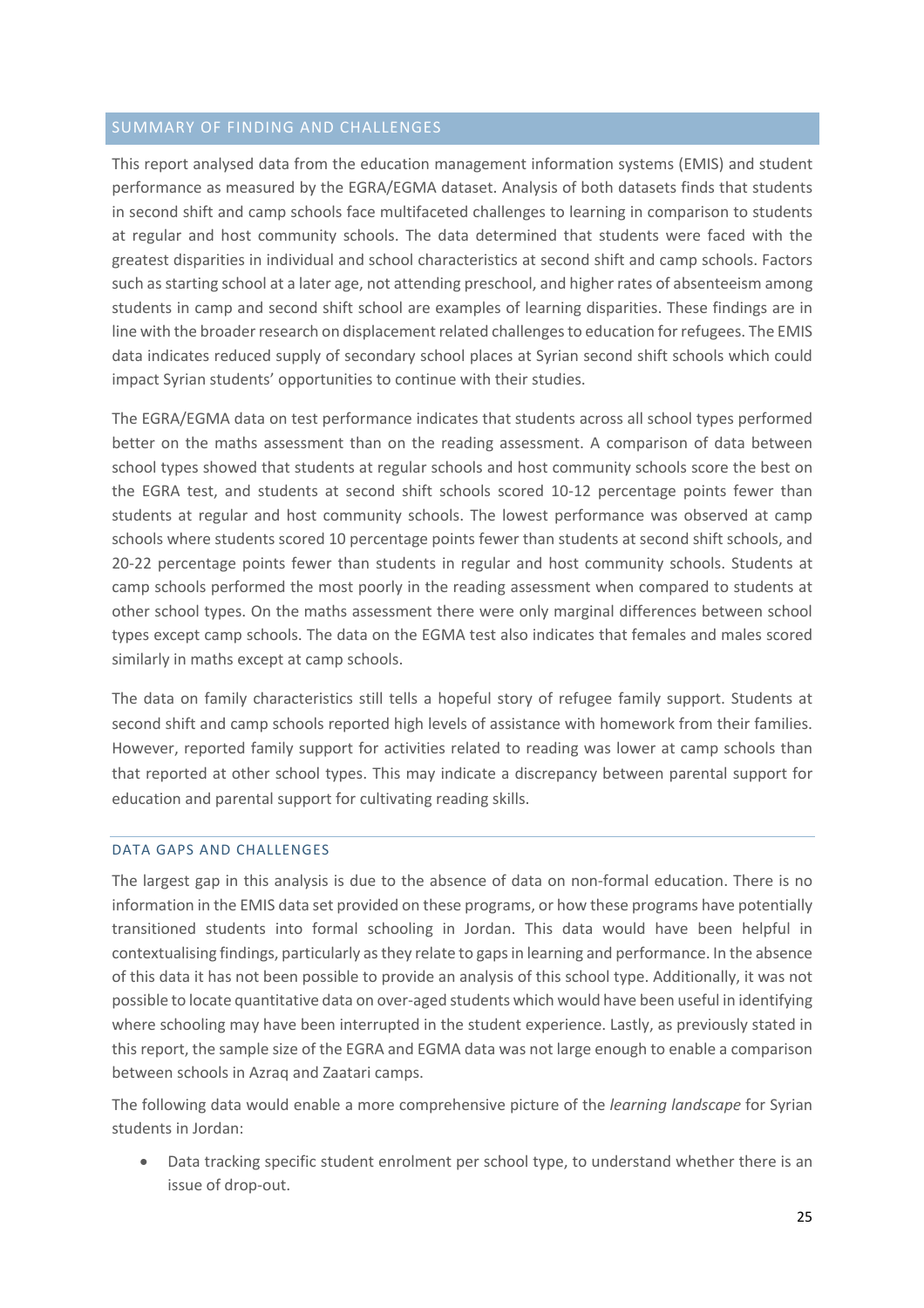## SUMMARY OF FINDING AND CHALLENGES

This report analysed data from the education management information systems (EMIS) and student performance as measured by the EGRA/EGMA dataset. Analysis of both datasets finds that students in second shift and camp schools face multifaceted challenges to learning in comparison to students at regular and host community schools. The data determined that students were faced with the greatest disparities in individual and school characteristics at second shift and camp schools. Factors such as starting school at a later age, not attending preschool, and higher rates of absenteeism among students in camp and second shift school are examples of learning disparities. These findings are in line with the broader research on displacement related challenges to education for refugees. The EMIS data indicates reduced supply of secondary school places at Syrian second shift schools which could impact Syrian students' opportunities to continue with their studies.

The EGRA/EGMA data on test performance indicates that students across all school types performed better on the maths assessment than on the reading assessment. A comparison of data between school types showed that students at regular schools and host community schools score the best on the EGRA test, and students at second shift schools scored 10-12 percentage points fewer than students at regular and host community schools. The lowest performance was observed at camp schools where students scored 10 percentage points fewer than students at second shift schools, and 20-22 percentage points fewer than students in regular and host community schools. Students at camp schools performed the most poorly in the reading assessment when compared to students at other school types. On the maths assessment there were only marginal differences between school types except camp schools. The data on the EGMA test also indicates that females and males scored similarly in maths except at camp schools.

The data on family characteristics still tells a hopeful story of refugee family support. Students at second shift and camp schools reported high levels of assistance with homework from their families. However, reported family support for activities related to reading was lower at camp schools than that reported at other school types. This may indicate a discrepancy between parental support for education and parental support for cultivating reading skills.

### DATA GAPS AND CHALLENGES

The largest gap in this analysis is due to the absence of data on non-formal education. There is no information in the EMIS data set provided on these programs, or how these programs have potentially transitioned students into formal schooling in Jordan. This data would have been helpful in contextualising findings, particularly as they relate to gaps in learning and performance. In the absence of this data it has not been possible to provide an analysis of this school type. Additionally, it was not possible to locate quantitative data on over-aged students which would have been useful in identifying where schooling may have been interrupted in the student experience. Lastly, as previously stated in this report, the sample size of the EGRA and EGMA data was not large enough to enable a comparison between schools in Azraq and Zaatari camps.

The following data would enable a more comprehensive picture of the *learning landscape* for Syrian students in Jordan:

- Data tracking specific student enrolment per school type, to understand whether there is an issue of drop-out.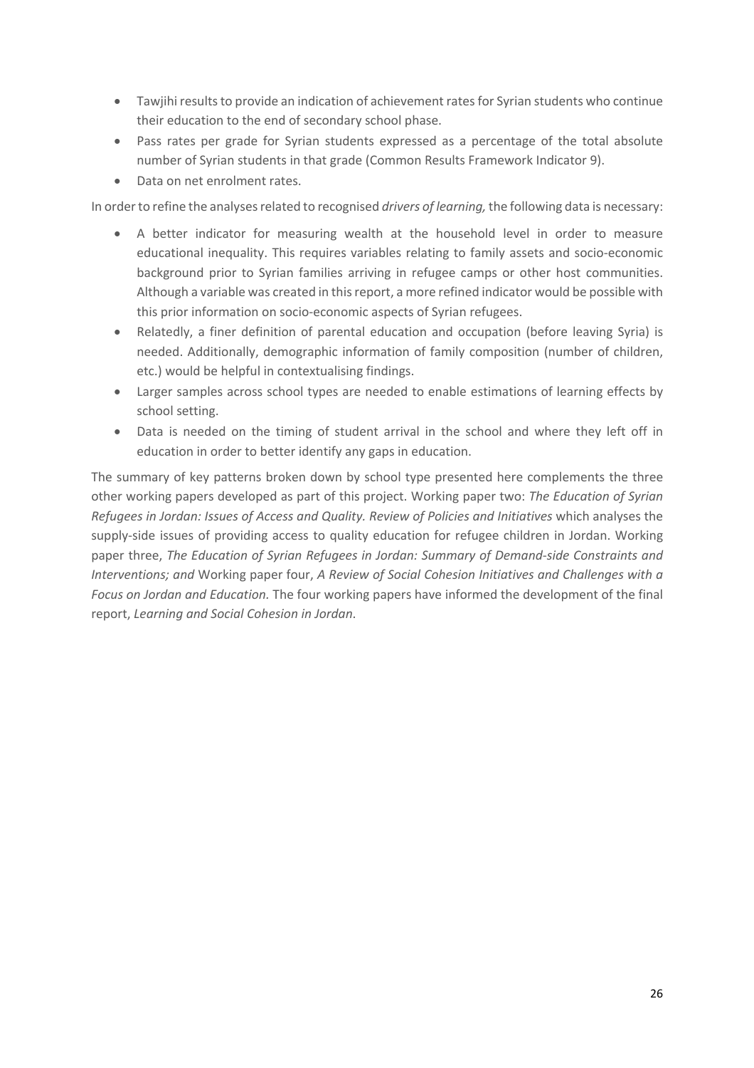- Tawjihi results to provide an indication of achievement rates for Syrian students who continue their education to the end of secondary school phase.
- Pass rates per grade for Syrian students expressed as a percentage of the total absolute number of Syrian students in that grade (Common Results Framework Indicator 9).
- Data on net enrolment rates.

In order to refine the analyses related to recognised *drivers of learning,* the following data is necessary:

- A better indicator for measuring wealth at the household level in order to measure educational inequality. This requires variables relating to family assets and socio-economic background prior to Syrian families arriving in refugee camps or other host communities. Although a variable was created in this report, a more refined indicator would be possible with this prior information on socio-economic aspects of Syrian refugees.
- Relatedly, a finer definition of parental education and occupation (before leaving Syria) is needed. Additionally, demographic information of family composition (number of children, etc.) would be helpful in contextualising findings.
- Larger samples across school types are needed to enable estimations of learning effects by school setting.
- Data is needed on the timing of student arrival in the school and where they left off in education in order to better identify any gaps in education.

The summary of key patterns broken down by school type presented here complements the three other working papers developed as part of this project. Working paper two: *The Education of Syrian Refugees in Jordan: Issues of Access and Quality. Review of Policies and Initiatives* which analyses the supply-side issues of providing access to quality education for refugee children in Jordan. Working paper three, *The Education of Syrian Refugees in Jordan: Summary of Demand-side Constraints and Interventions; and* Working paper four, *A Review of Social Cohesion Initiatives and Challenges with a Focus on Jordan and Education.* The four working papers have informed the development of the final report, *Learning and Social Cohesion in Jordan*.